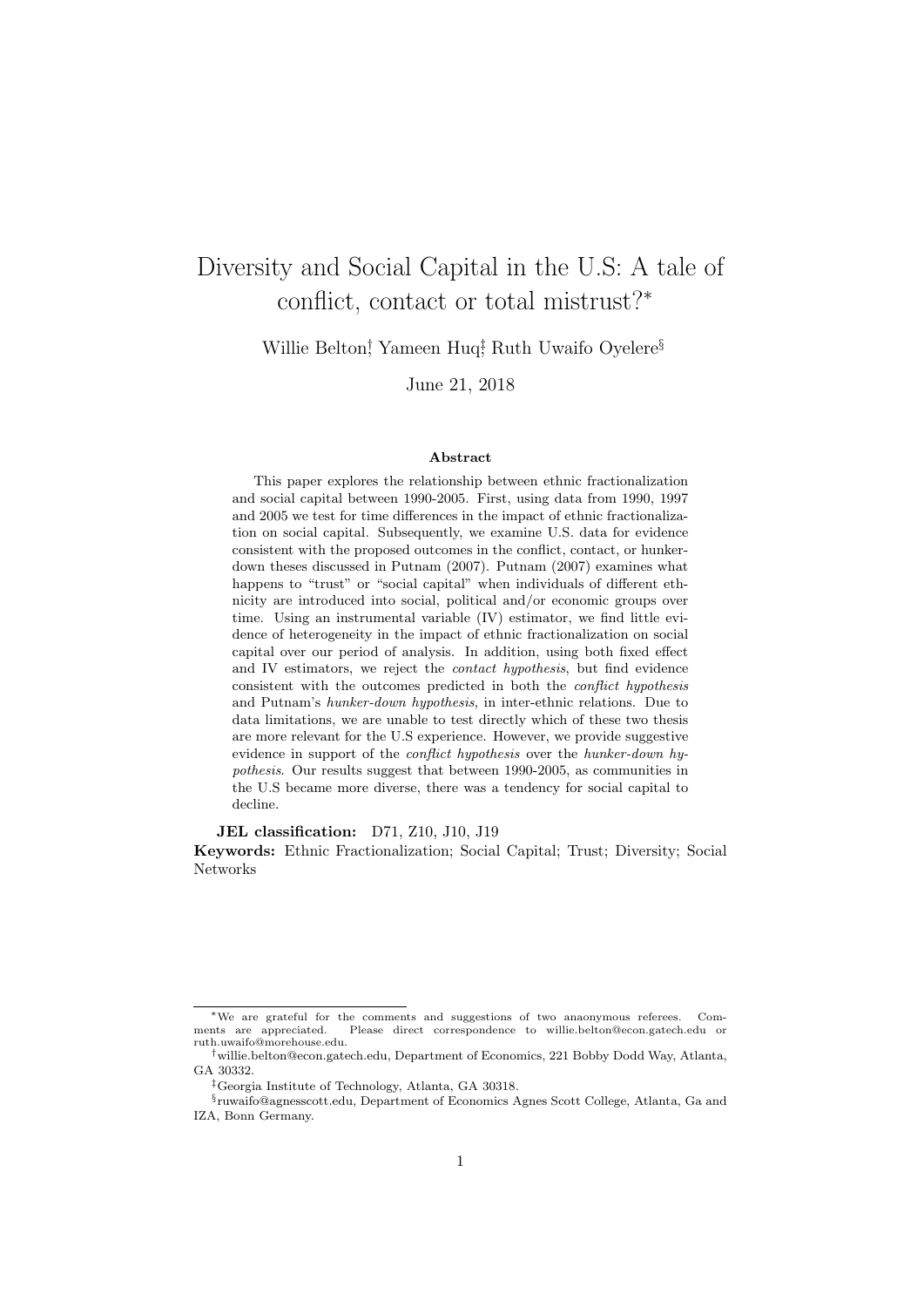# Diversity and Social Capital in the U.S: A tale of conflict, contact or total mistrust?*

Willie Belton[†], Yameen Huq[‡], Ruth Uwaifo Oyelere[§]

June 21, 2018

### Abstract

This paper explores the relationship between ethnic fractionalization and social capital between 1990-2005. First, using data from 1990, 1997 and 2005 we test for time differences in the impact of ethnic fractionalization on social capital. Subsequently, we examine U.S. data for evidence consistent with the proposed outcomes in the conflict, contact, or hunker-down theses discussed in Putnam (2007). Putnam (2007) examines what happens to "trust" or "social capital" when individuals of different ethnicity are introduced into social, political and/or economic groups over time. Using an instrumental variable (IV) estimator, we find little evidence of heterogeneity in the impact of ethnic fractionalization on social capital over our period of analysis. In addition, using both fixed effect and IV estimators, we reject the *contact hypothesis*, but find evidence consistent with the outcomes predicted in both the *conflict hypothesis* and Putnam's *hunker-down hypothesis*, in inter-ethnic relations. Due to data limitations, we are unable to test directly which of these two thesis are more relevant for the U.S experience. However, we provide suggestive evidence in support of the *conflict hypothesis* over the *hunker-down hypothesis*. Our results suggest that between 1990-2005, as communities in the U.S became more diverse, there was a tendency for social capital to decline.

**JEL classification:** D71, Z10, J10, J19

**Keywords:** Ethnic Fractionalization; Social Capital; Trust; Diversity; Social Networks

---

*We are grateful for the comments and suggestions of two anaonymous referees. Comments are appreciated. Please direct correspondence to willie.belton@econ.gatech.edu or ruth.uwaifo@morehouse.edu.

†willie.belton@econ.gatech.edu, Department of Economics, 221 Bobby Dodd Way, Atlanta, GA 30332.

‡Georgia Institute of Technology, Atlanta, GA 30318.

§ruwaifo@agnesscott.edu, Department of Economics Agnes Scott College, Atlanta, Ga and IZA, Bonn Germany.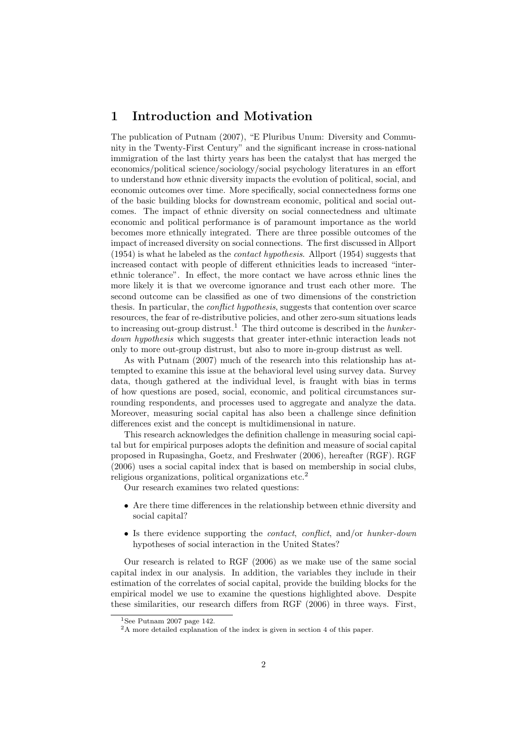## 1 Introduction and Motivation

The publication of Putnam (2007), "E Pluribus Unum: Diversity and Community in the Twenty-First Century" and the significant increase in cross-national immigration of the last thirty years has been the catalyst that has merged the economics/political science/sociology/social psychology literatures in an effort to understand how ethnic diversity impacts the evolution of political, social, and economic outcomes over time. More specifically, social connectedness forms one of the basic building blocks for downstream economic, political and social outcomes. The impact of ethnic diversity on social connectedness and ultimate economic and political performance is of paramount importance as the world becomes more ethnically integrated. There are three possible outcomes of the impact of increased diversity on social connections. The first discussed in Allport (1954) is what he labeled as the *contact hypothesis*. Allport (1954) suggests that increased contact with people of different ethnicities leads to increased "inter-ethnic tolerance". In effect, the more contact we have across ethnic lines the more likely it is that we overcome ignorance and trust each other more. The second outcome can be classified as one of two dimensions of the constriction thesis. In particular, the *conflict hypothesis*, suggests that contention over scarce resources, the fear of re-distributive policies, and other zero-sum situations leads to increasing out-group distrust.[1] The third outcome is described in the *hunker-down hypothesis* which suggests that greater inter-ethnic interaction leads not only to more out-group distrust, but also to more in-group distrust as well.

As with Putnam (2007) much of the research into this relationship has attempted to examine this issue at the behavioral level using survey data. Survey data, though gathered at the individual level, is fraught with bias in terms of how questions are posed, social, economic, and political circumstances surrounding respondents, and processes used to aggregate and analyze the data. Moreover, measuring social capital has also been a challenge since definition differences exist and the concept is multidimensional in nature.

This research acknowledges the definition challenge in measuring social capital but for empirical purposes adopts the definition and measure of social capital proposed in Rupasingha, Goetz, and Freshwater (2006), hereafter (RGF). RGF (2006) uses a social capital index that is based on membership in social clubs, religious organizations, political organizations etc.[2]

Our research examines two related questions:

- Are there time differences in the relationship between ethnic diversity and social capital?
- Is there evidence supporting the *contact*, *conflict*, and/or *hunker-down* hypotheses of social interaction in the United States?

Our research is related to RGF (2006) as we make use of the same social capital index in our analysis. In addition, the variables they include in their estimation of the correlates of social capital, provide the building blocks for the empirical model we use to examine the questions highlighted above. Despite these similarities, our research differs from RGF (2006) in three ways. First,

[1] See Putnam 2007 page 142.

[2] A more detailed explanation of the index is given in section 4 of this paper.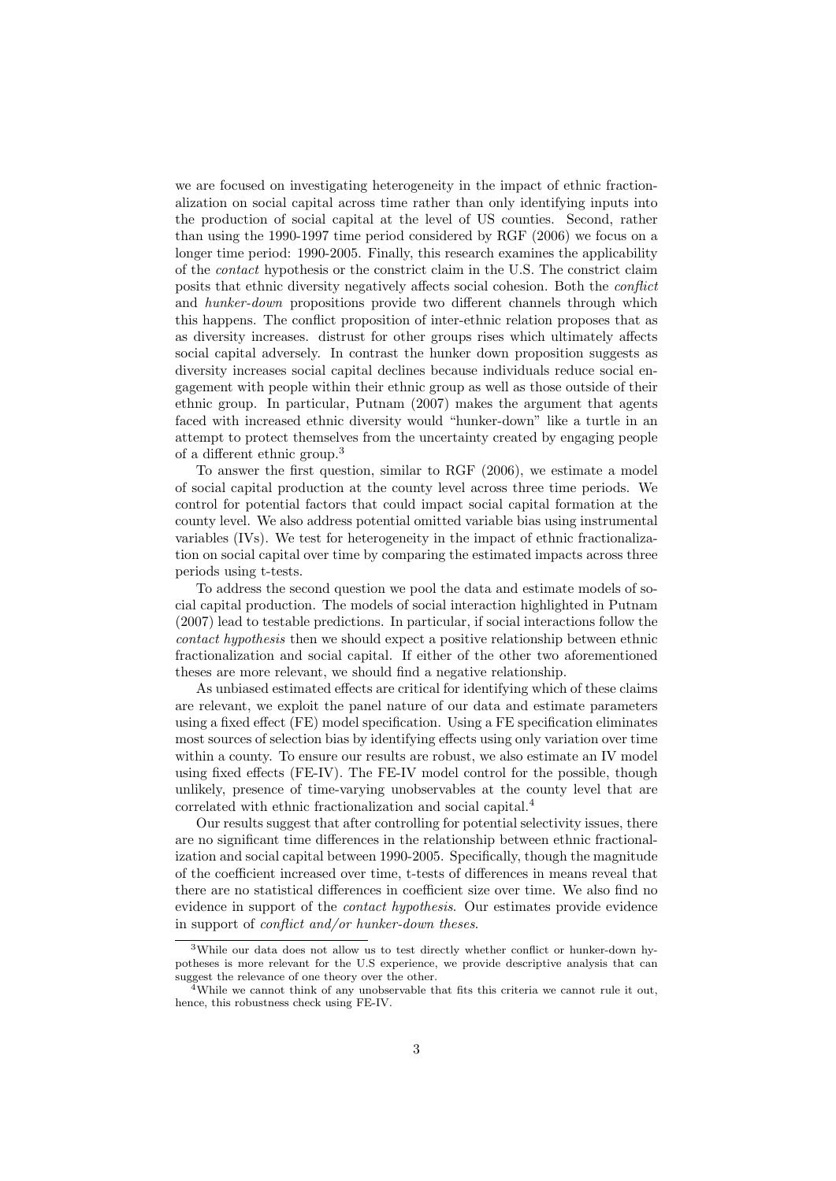we are focused on investigating heterogeneity in the impact of ethnic fractionalization on social capital across time rather than only identifying inputs into the production of social capital at the level of US counties. Second, rather than using the 1990-1997 time period considered by RGF (2006) we focus on a longer time period: 1990-2005. Finally, this research examines the applicability of the *contact* hypothesis or the constrict claim in the U.S. The constrict claim posits that ethnic diversity negatively affects social cohesion. Both the *conflict* and *hunker-down* propositions provide two different channels through which this happens. The conflict proposition of inter-ethnic relation proposes that as as diversity increases. distrust for other groups rises which ultimately affects social capital adversely. In contrast the hunker down proposition suggests as diversity increases social capital declines because individuals reduce social engagement with people within their ethnic group as well as those outside of their ethnic group. In particular, Putnam (2007) makes the argument that agents faced with increased ethnic diversity would "hunker-down" like a turtle in an attempt to protect themselves from the uncertainty created by engaging people of a different ethnic group.[3]

To answer the first question, similar to RGF (2006), we estimate a model of social capital production at the county level across three time periods. We control for potential factors that could impact social capital formation at the county level. We also address potential omitted variable bias using instrumental variables (IVs). We test for heterogeneity in the impact of ethnic fractionalization on social capital over time by comparing the estimated impacts across three periods using t-tests.

To address the second question we pool the data and estimate models of social capital production. The models of social interaction highlighted in Putnam (2007) lead to testable predictions. In particular, if social interactions follow the *contact hypothesis* then we should expect a positive relationship between ethnic fractionalization and social capital. If either of the other two aforementioned theses are more relevant, we should find a negative relationship.

As unbiased estimated effects are critical for identifying which of these claims are relevant, we exploit the panel nature of our data and estimate parameters using a fixed effect (FE) model specification. Using a FE specification eliminates most sources of selection bias by identifying effects using only variation over time within a county. To ensure our results are robust, we also estimate an IV model using fixed effects (FE-IV). The FE-IV model control for the possible, though unlikely, presence of time-varying unobservables at the county level that are correlated with ethnic fractionalization and social capital.[4]

Our results suggest that after controlling for potential selectivity issues, there are no significant time differences in the relationship between ethnic fractionalization and social capital between 1990-2005. Specifically, though the magnitude of the coefficient increased over time, t-tests of differences in means reveal that there are no statistical differences in coefficient size over time. We also find no evidence in support of the *contact hypothesis*. Our estimates provide evidence in support of *conflict and/or hunker-down theses*.

[3] While our data does not allow us to test directly whether conflict or hunker-down hypotheses is more relevant for the U.S experience, we provide descriptive analysis that can suggest the relevance of one theory over the other.

[4] While we cannot think of any unobservable that fits this criteria we cannot rule it out, hence, this robustness check using FE-IV.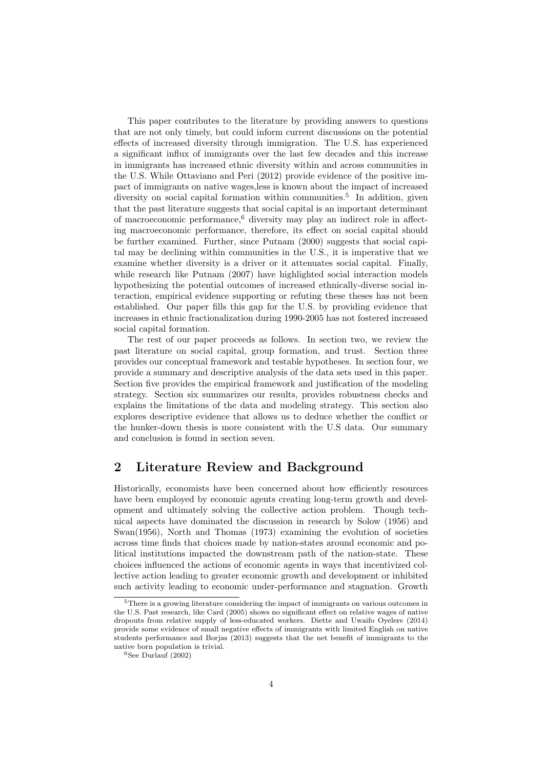This paper contributes to the literature by providing answers to questions that are not only timely, but could inform current discussions on the potential effects of increased diversity through immigration. The U.S. has experienced a significant influx of immigrants over the last few decades and this increase in immigrants has increased ethnic diversity within and across communities in the U.S. While Ottaviano and Peri (2012) provide evidence of the positive impact of immigrants on native wages,less is known about the impact of increased diversity on social capital formation within communities.[5] In addition, given that the past literature suggests that social capital is an important determinant of macroeconomic performance,[6] diversity may play an indirect role in affecting macroeconomic performance, therefore, its effect on social capital should be further examined. Further, since Putnam (2000) suggests that social capital may be declining within communities in the U.S., it is imperative that we examine whether diversity is a driver or it attenuates social capital. Finally, while research like Putnam (2007) have highlighted social interaction models hypothesizing the potential outcomes of increased ethnically-diverse social interaction, empirical evidence supporting or refuting these theses has not been established. Our paper fills this gap for the U.S. by providing evidence that increases in ethnic fractionalization during 1990-2005 has not fostered increased social capital formation.

The rest of our paper proceeds as follows. In section two, we review the past literature on social capital, group formation, and trust. Section three provides our conceptual framework and testable hypotheses. In section four, we provide a summary and descriptive analysis of the data sets used in this paper. Section five provides the empirical framework and justification of the modeling strategy. Section six summarizes our results, provides robustness checks and explains the limitations of the data and modeling strategy. This section also explores descriptive evidence that allows us to deduce whether the conflict or the hunker-down thesis is more consistent with the U.S data. Our summary and conclusion is found in section seven.

## 2 Literature Review and Background

Historically, economists have been concerned about how efficiently resources have been employed by economic agents creating long-term growth and development and ultimately solving the collective action problem. Though technical aspects have dominated the discussion in research by Solow (1956) and Swan(1956), North and Thomas (1973) examining the evolution of societies across time finds that choices made by nation-states around economic and political institutions impacted the downstream path of the nation-state. These choices influenced the actions of economic agents in ways that incentivized collective action leading to greater economic growth and development or inhibited such activity leading to economic under-performance and stagnation. Growth

[5] There is a growing literature considering the impact of immigrants on various outcomes in the U.S. Past research, like Card (2005) shows no significant effect on relative wages of native dropouts from relative supply of less-educated workers. Diette and Uwaifo Oyelere (2014) provide some evidence of small negative effects of immigrants with limited English on native students performance and Borjas (2013) suggests that the net benefit of immigrants to the native born population is trivial.

[6] See Durlauf (2002)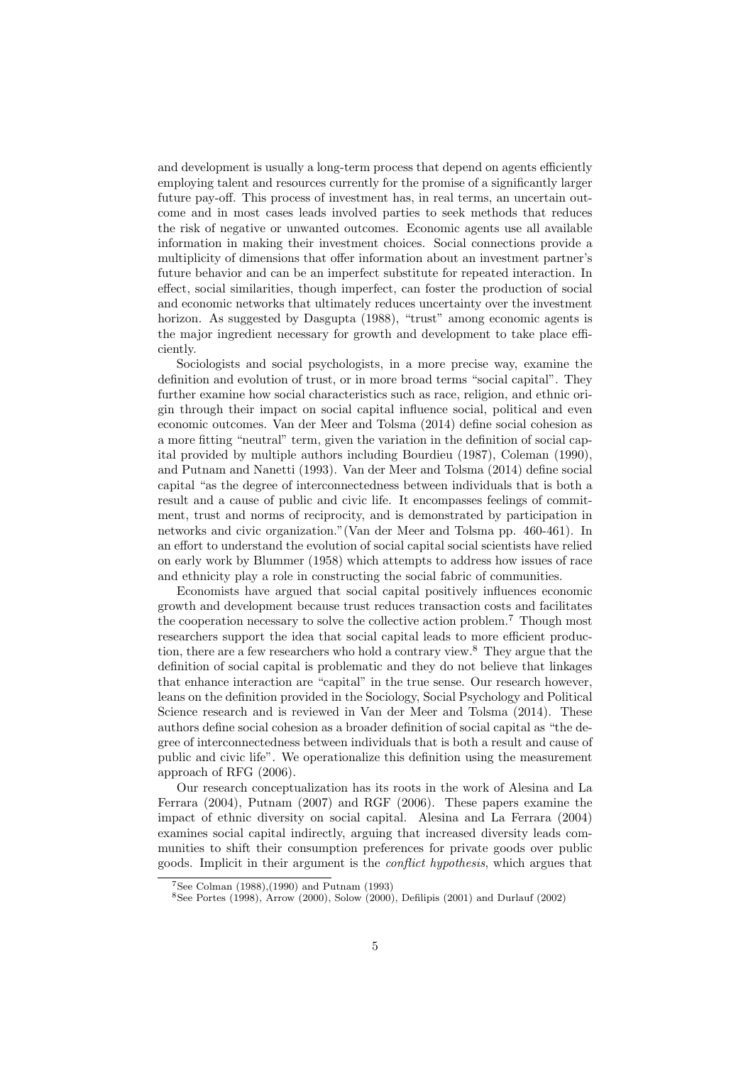and development is usually a long-term process that depend on agents efficiently employing talent and resources currently for the promise of a significantly larger future pay-off. This process of investment has, in real terms, an uncertain outcome and in most cases leads involved parties to seek methods that reduces the risk of negative or unwanted outcomes. Economic agents use all available information in making their investment choices. Social connections provide a multiplicity of dimensions that offer information about an investment partner's future behavior and can be an imperfect substitute for repeated interaction. In effect, social similarities, though imperfect, can foster the production of social and economic networks that ultimately reduces uncertainty over the investment horizon. As suggested by Dasgupta (1988), "trust" among economic agents is the major ingredient necessary for growth and development to take place efficiently.

Sociologists and social psychologists, in a more precise way, examine the definition and evolution of trust, or in more broad terms "social capital". They further examine how social characteristics such as race, religion, and ethnic origin through their impact on social capital influence social, political and even economic outcomes. Van der Meer and Tolsma (2014) define social cohesion as a more fitting "neutral" term, given the variation in the definition of social capital provided by multiple authors including Bourdieu (1987), Coleman (1990), and Putnam and Nanetti (1993). Van der Meer and Tolsma (2014) define social capital "as the degree of interconnectedness between individuals that is both a result and a cause of public and civic life. It encompasses feelings of commitment, trust and norms of reciprocity, and is demonstrated by participation in networks and civic organization."(Van der Meer and Tolsma pp. 460-461). In an effort to understand the evolution of social capital social scientists have relied on early work by Blummer (1958) which attempts to address how issues of race and ethnicity play a role in constructing the social fabric of communities.

Economists have argued that social capital positively influences economic growth and development because trust reduces transaction costs and facilitates the cooperation necessary to solve the collective action problem.[7] Though most researchers support the idea that social capital leads to more efficient production, there are a few researchers who hold a contrary view.[8] They argue that the definition of social capital is problematic and they do not believe that linkages that enhance interaction are "capital" in the true sense. Our research however, leans on the definition provided in the Sociology, Social Psychology and Political Science research and is reviewed in Van der Meer and Tolsma (2014). These authors define social cohesion as a broader definition of social capital as "the degree of interconnectedness between individuals that is both a result and cause of public and civic life". We operationalize this definition using the measurement approach of RFG (2006).

Our research conceptualization has its roots in the work of Alesina and La Ferrara (2004), Putnam (2007) and RGF (2006). These papers examine the impact of ethnic diversity on social capital. Alesina and La Ferrara (2004) examines social capital indirectly, arguing that increased diversity leads communities to shift their consumption preferences for private goods over public goods. Implicit in their argument is the *conflict hypothesis*, which argues that

[7] See Colman (1988),(1990) and Putnam (1993)

[8] See Portes (1998), Arrow (2000), Solow (2000), Defilipis (2001) and Durlauf (2002)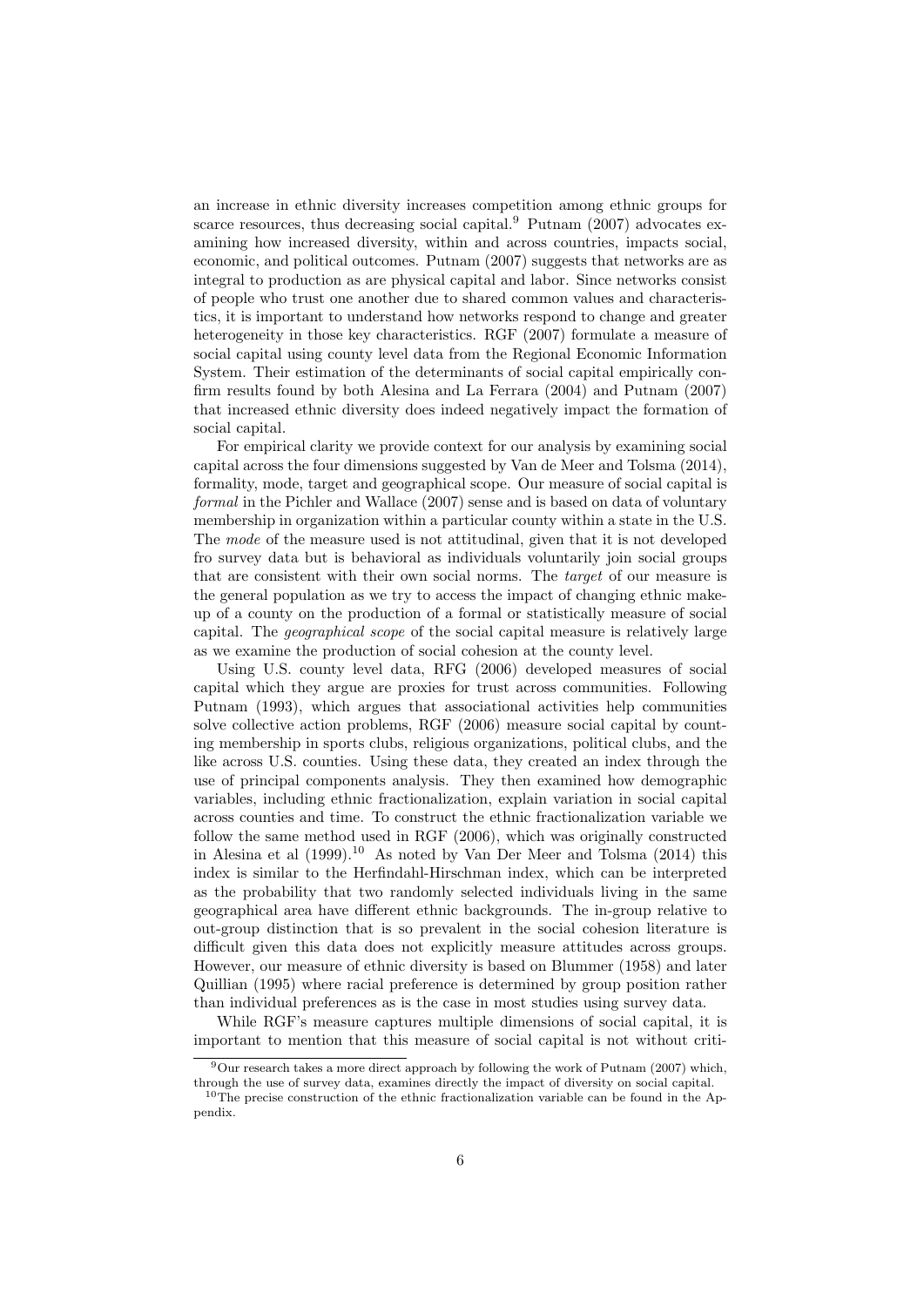an increase in ethnic diversity increases competition among ethnic groups for scarce resources, thus decreasing social capital.[9] Putnam (2007) advocates examining how increased diversity, within and across countries, impacts social, economic, and political outcomes. Putnam (2007) suggests that networks are as integral to production as are physical capital and labor. Since networks consist of people who trust one another due to shared common values and characteristics, it is important to understand how networks respond to change and greater heterogeneity in those key characteristics. RGF (2007) formulate a measure of social capital using county level data from the Regional Economic Information System. Their estimation of the determinants of social capital empirically confirm results found by both Alesina and La Ferrara (2004) and Putnam (2007) that increased ethnic diversity does indeed negatively impact the formation of social capital.

For empirical clarity we provide context for our analysis by examining social capital across the four dimensions suggested by Van de Meer and Tolsma (2014), formality, mode, target and geographical scope. Our measure of social capital is *formal* in the Pichler and Wallace (2007) sense and is based on data of voluntary membership in organization within a particular county within a state in the U.S. The *mode* of the measure used is not attitudinal, given that it is not developed fro survey data but is behavioral as individuals voluntarily join social groups that are consistent with their own social norms. The *target* of our measure is the general population as we try to access the impact of changing ethnic makeup of a county on the production of a formal or statistically measure of social capital. The *geographical scope* of the social capital measure is relatively large as we examine the production of social cohesion at the county level.

Using U.S. county level data, RFG (2006) developed measures of social capital which they argue are proxies for trust across communities. Following Putnam (1993), which argues that associational activities help communities solve collective action problems, RGF (2006) measure social capital by counting membership in sports clubs, religious organizations, political clubs, and the like across U.S. counties. Using these data, they created an index through the use of principal components analysis. They then examined how demographic variables, including ethnic fractionalization, explain variation in social capital across counties and time. To construct the ethnic fractionalization variable we follow the same method used in RGF (2006), which was originally constructed in Alesina et al (1999).[10] As noted by Van Der Meer and Tolsma (2014) this index is similar to the Herfindahl-Hirschman index, which can be interpreted as the probability that two randomly selected individuals living in the same geographical area have different ethnic backgrounds. The in-group relative to out-group distinction that is so prevalent in the social cohesion literature is difficult given this data does not explicitly measure attitudes across groups. However, our measure of ethnic diversity is based on Blummer (1958) and later Quillian (1995) where racial preference is determined by group position rather than individual preferences as is the case in most studies using survey data.

While RGF's measure captures multiple dimensions of social capital, it is important to mention that this measure of social capital is not without criti-

[9] Our research takes a more direct approach by following the work of Putnam (2007) which, through the use of survey data, examines directly the impact of diversity on social capital.

[10] The precise construction of the ethnic fractionalization variable can be found in the Appendix.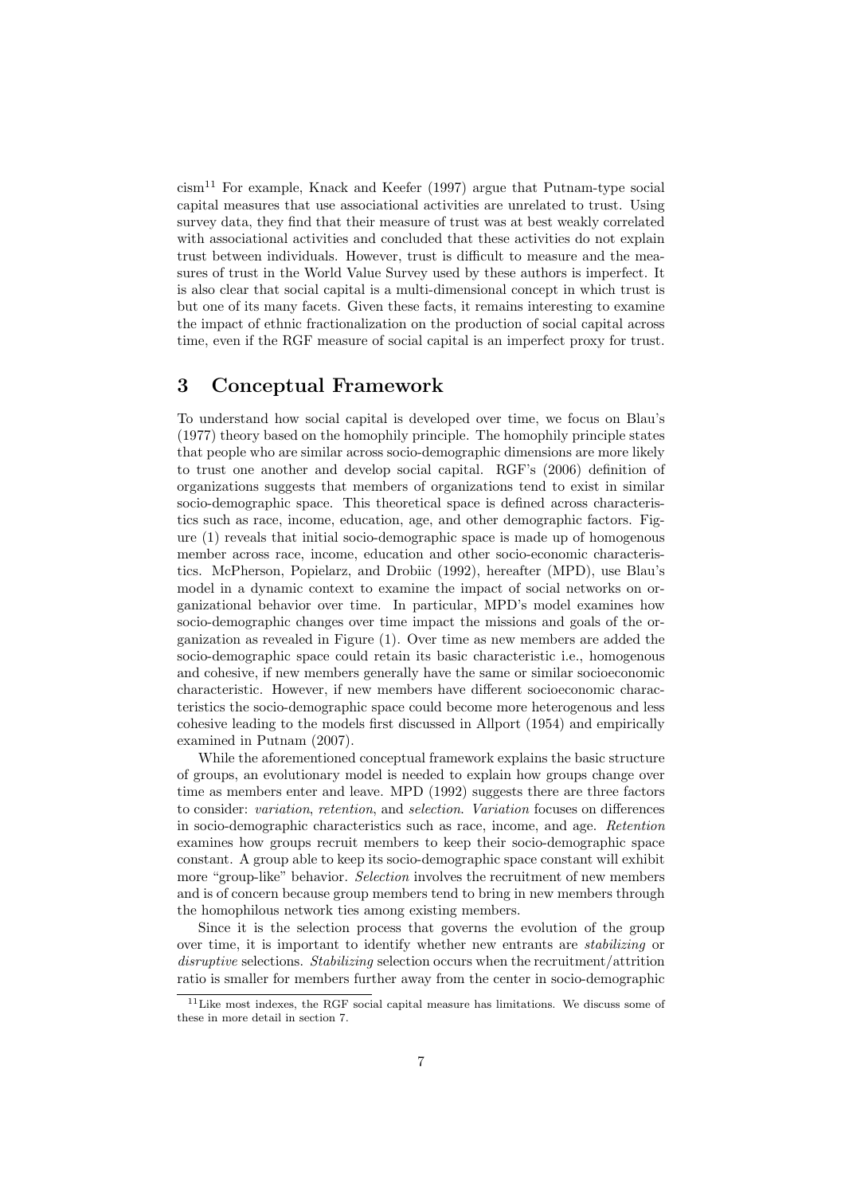cism[11] For example, Knack and Keefer (1997) argue that Putnam-type social capital measures that use associational activities are unrelated to trust. Using survey data, they find that their measure of trust was at best weakly correlated with associational activities and concluded that these activities do not explain trust between individuals. However, trust is difficult to measure and the measures of trust in the World Value Survey used by these authors is imperfect. It is also clear that social capital is a multi-dimensional concept in which trust is but one of its many facets. Given these facts, it remains interesting to examine the impact of ethnic fractionalization on the production of social capital across time, even if the RGF measure of social capital is an imperfect proxy for trust.

## 3 Conceptual Framework

To understand how social capital is developed over time, we focus on Blau's (1977) theory based on the homophily principle. The homophily principle states that people who are similar across socio-demographic dimensions are more likely to trust one another and develop social capital. RGF's (2006) definition of organizations suggests that members of organizations tend to exist in similar socio-demographic space. This theoretical space is defined across characteristics such as race, income, education, age, and other demographic factors. Figure (1) reveals that initial socio-demographic space is made up of homogenous member across race, income, education and other socio-economic characteristics. McPherson, Popielarz, and Drobiic (1992), hereafter (MPD), use Blau's model in a dynamic context to examine the impact of social networks on organizational behavior over time. In particular, MPD's model examines how socio-demographic changes over time impact the missions and goals of the organization as revealed in Figure (1). Over time as new members are added the socio-demographic space could retain its basic characteristic i.e., homogenous and cohesive, if new members generally have the same or similar socioeconomic characteristic. However, if new members have different socioeconomic characteristics the socio-demographic space could become more heterogenous and less cohesive leading to the models first discussed in Allport (1954) and empirically examined in Putnam (2007).

While the aforementioned conceptual framework explains the basic structure of groups, an evolutionary model is needed to explain how groups change over time as members enter and leave. MPD (1992) suggests there are three factors to consider: *variation*, *retention*, and *selection*. *Variation* focuses on differences in socio-demographic characteristics such as race, income, and age. *Retention* examines how groups recruit members to keep their socio-demographic space constant. A group able to keep its socio-demographic space constant will exhibit more "group-like" behavior. *Selection* involves the recruitment of new members and is of concern because group members tend to bring in new members through the homophilous network ties among existing members.

Since it is the selection process that governs the evolution of the group over time, it is important to identify whether new entrants are *stabilizing* or *disruptive* selections. *Stabilizing* selection occurs when the recruitment/attrition ratio is smaller for members further away from the center in socio-demographic

[11] Like most indexes, the RGF social capital measure has limitations. We discuss some of these in more detail in section 7.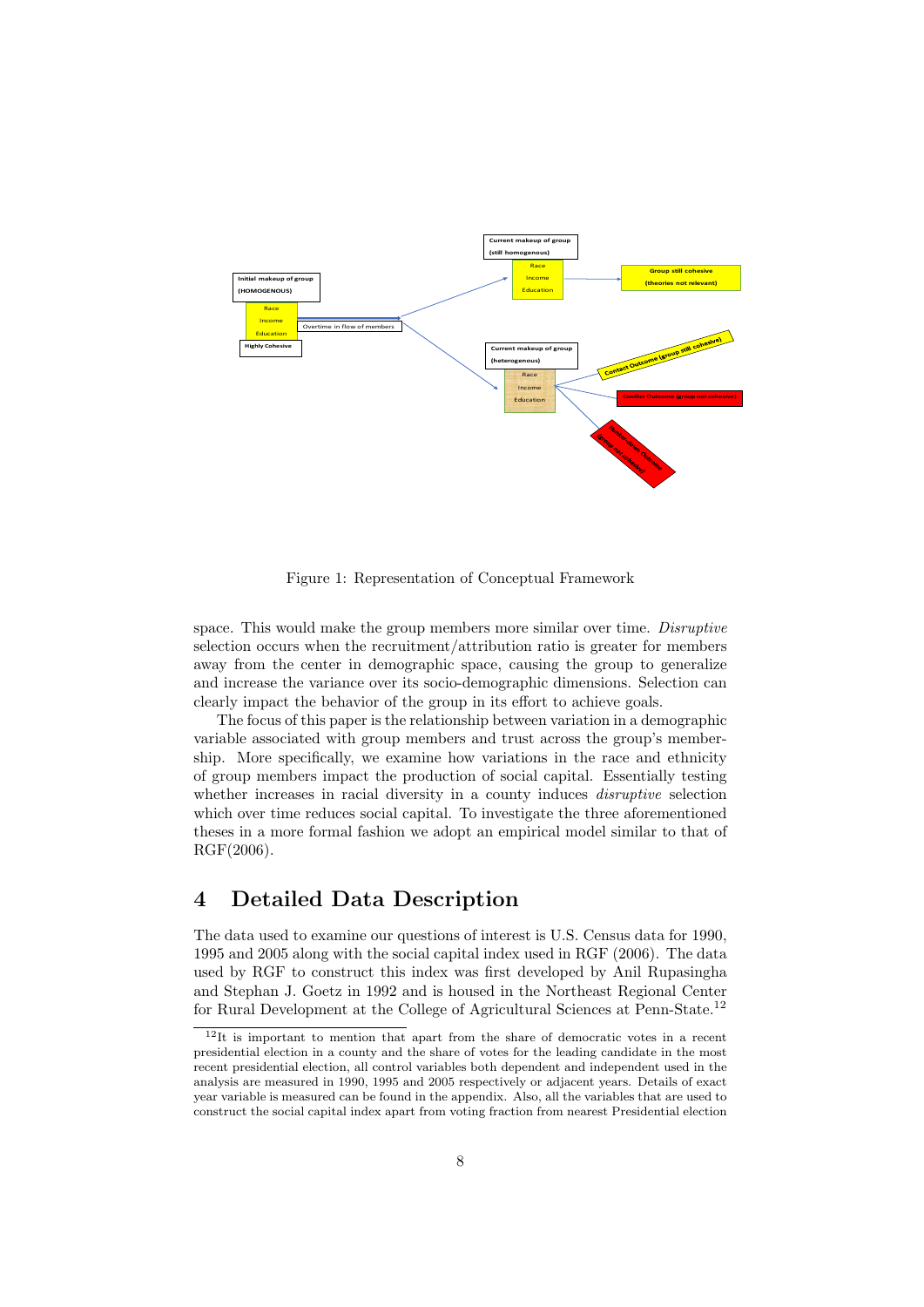Figure 1: Representation of Conceptual Framework

space. This would make the group members more similar over time. *Disruptive* selection occurs when the recruitment/attribution ratio is greater for members away from the center in demographic space, causing the group to generalize and increase the variance over its socio-demographic dimensions. Selection can clearly impact the behavior of the group in its effort to achieve goals.

The focus of this paper is the relationship between variation in a demographic variable associated with group members and trust across the group's membership. More specifically, we examine how variations in the race and ethnicity of group members impact the production of social capital. Essentially testing whether increases in racial diversity in a county induces *disruptive* selection which over time reduces social capital. To investigate the three aforementioned theses in a more formal fashion we adopt an empirical model similar to that of RGF(2006).

# 4 Detailed Data Description

The data used to examine our questions of interest is U.S. Census data for 1990, 1995 and 2005 along with the social capital index used in RGF (2006). The data used by RGF to construct this index was first developed by Anil Rupasingha and Stephan J. Goetz in 1992 and is housed in the Northeast Regional Center for Rural Development at the College of Agricultural Sciences at Penn-State.[12]

[12] It is important to mention that apart from the share of democratic votes in a recent presidential election in a county and the share of votes for the leading candidate in the most recent presidential election, all control variables both dependent and independent used in the analysis are measured in 1990, 1995 and 2005 respectively or adjacent years. Details of exact year variable is measured can be found in the appendix. Also, all the variables that are used to construct the social capital index apart from voting fraction from nearest Presidential election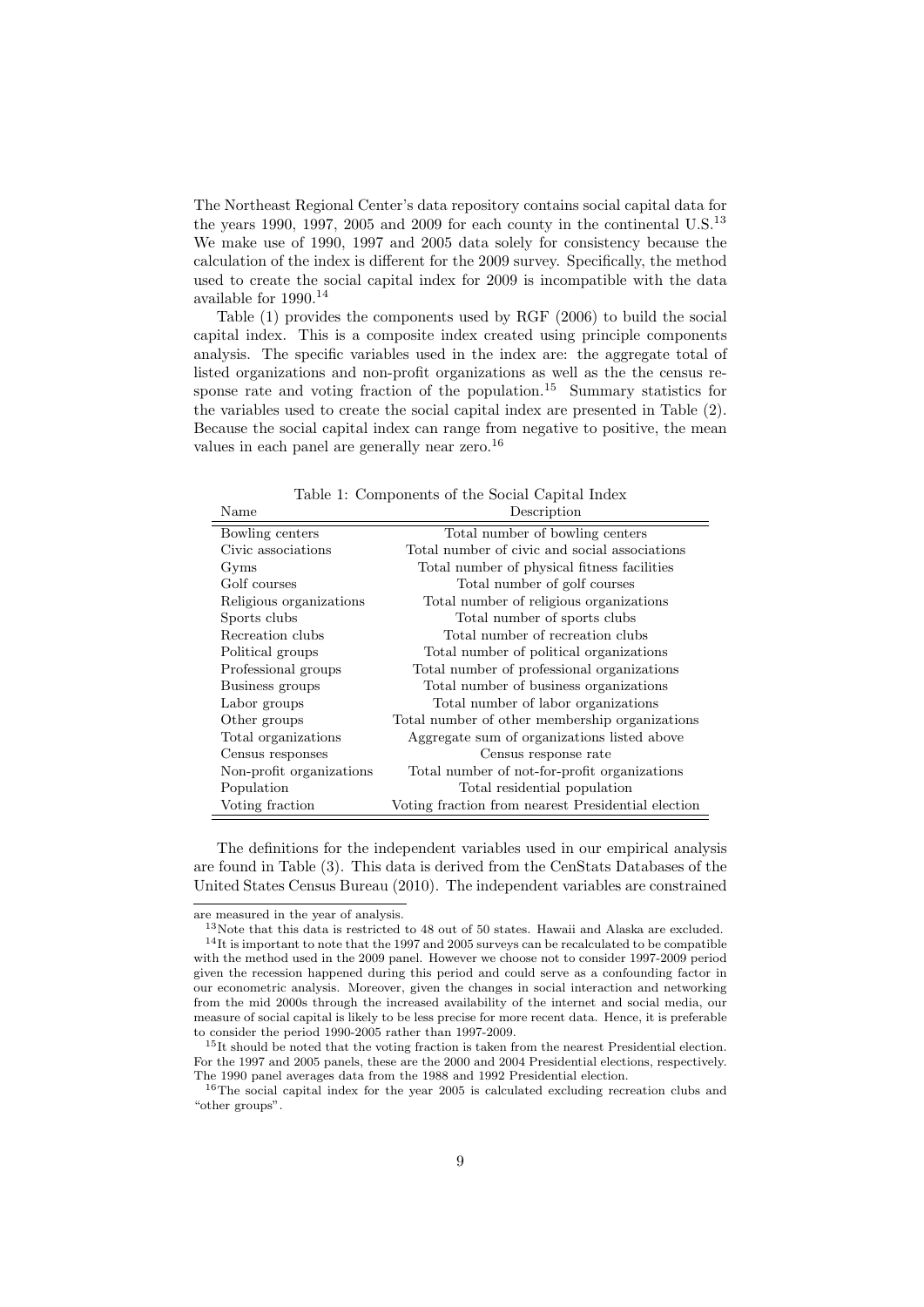The Northeast Regional Center's data repository contains social capital data for the years 1990, 1997, 2005 and 2009 for each county in the continental U.S.[13] We make use of 1990, 1997 and 2005 data solely for consistency because the calculation of the index is different for the 2009 survey. Specifically, the method used to create the social capital index for 2009 is incompatible with the data available for 1990.[14]

Table (1) provides the components used by RGF (2006) to build the social capital index. This is a composite index created using principle components analysis. The specific variables used in the index are: the aggregate total of listed organizations and non-profit organizations as well as the the census response rate and voting fraction of the population.[15] Summary statistics for the variables used to create the social capital index are presented in Table (2). Because the social capital index can range from negative to positive, the mean values in each panel are generally near zero.[16]

Table 1: Components of the Social Capital Index

| Name | Description |
|---|---|
| Bowling centers | Total number of bowling centers |
| Civic associations | Total number of civic and social associations |
| Gyms | Total number of physical fitness facilities |
| Golf courses | Total number of golf courses |
| Religious organizations | Total number of religious organizations |
| Sports clubs | Total number of sports clubs |
| Recreation clubs | Total number of recreation clubs |
| Political groups | Total number of political organizations |
| Professional groups | Total number of professional organizations |
| Business groups | Total number of business organizations |
| Labor groups | Total number of labor organizations |
| Other groups | Total number of other membership organizations |
| Total organizations | Aggregate sum of organizations listed above |
| Census responses | Census response rate |
| Non-profit organizations | Total number of not-for-profit organizations |
| Population | Total residential population |
| Voting fraction | Voting fraction from nearest Presidential election |

The definitions for the independent variables used in our empirical analysis are found in Table (3). This data is derived from the CenStats Databases of the United States Census Bureau (2010). The independent variables are constrained

---

are measured in the year of analysis.

[13] Note that this data is restricted to 48 out of 50 states. Hawaii and Alaska are excluded.

[14] It is important to note that the 1997 and 2005 surveys can be recalculated to be compatible with the method used in the 2009 panel. However we choose not to consider 1997-2009 period given the recession happened during this period and could serve as a confounding factor in our econometric analysis. Moreover, given the changes in social interaction and networking from the mid 2000s through the increased availability of the internet and social media, our measure of social capital is likely to be less precise for more recent data. Hence, it is preferable to consider the period 1990-2005 rather than 1997-2009.

[15] It should be noted that the voting fraction is taken from the nearest Presidential election. For the 1997 and 2005 panels, these are the 2000 and 2004 Presidential elections, respectively. The 1990 panel averages data from the 1988 and 1992 Presidential election.

[16] The social capital index for the year 2005 is calculated excluding recreation clubs and "other groups".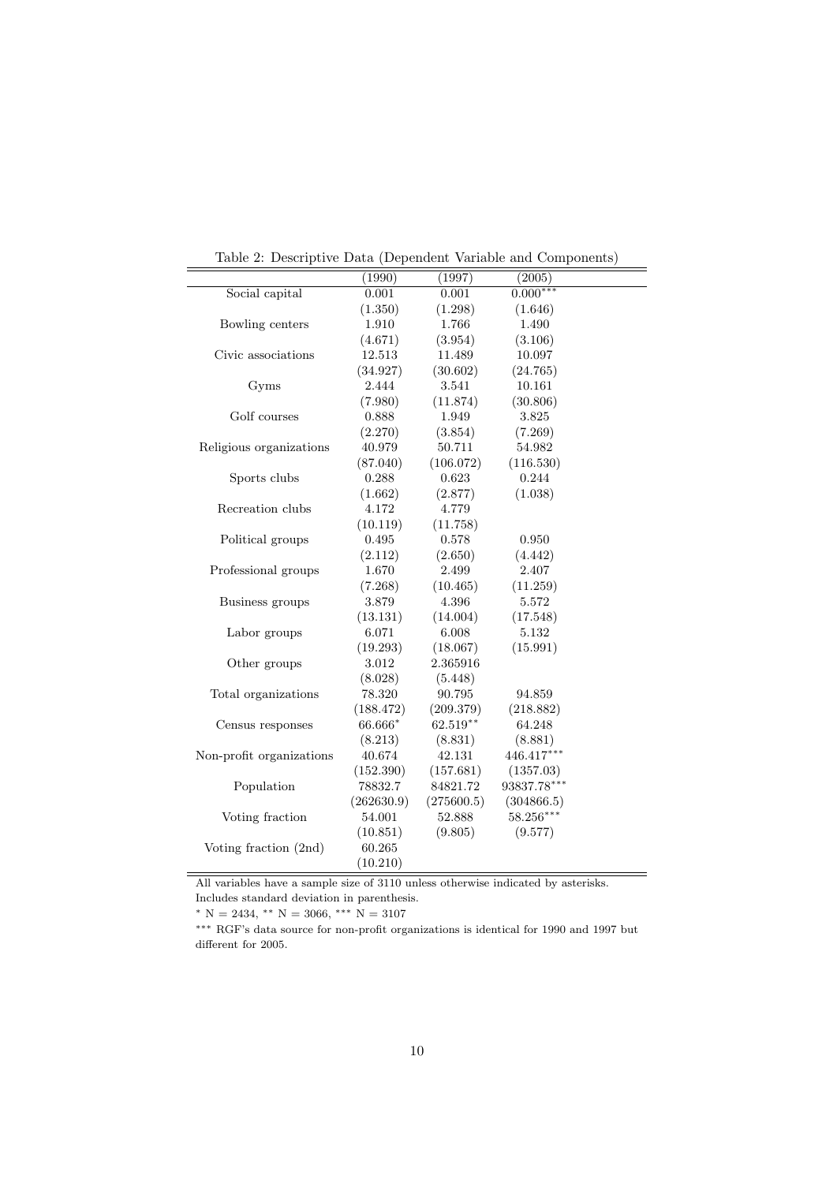Table 2: Descriptive Data (Dependent Variable and Components)

| | (1990) | (1997) | (2005) |
|---|---|---|---|
| Social capital | 0.001 | 0.001 | 0.000*** |
| | (1.350) | (1.298) | (1.646) |
| Bowling centers | 1.910 | 1.766 | 1.490 |
| | (4.671) | (3.954) | (3.106) |
| Civic associations | 12.513 | 11.489 | 10.097 |
| | (34.927) | (30.602) | (24.765) |
| Gyms | 2.444 | 3.541 | 10.161 |
| | (7.980) | (11.874) | (30.806) |
| Golf courses | 0.888 | 1.949 | 3.825 |
| | (2.270) | (3.854) | (7.269) |
| Religious organizations | 40.979 | 50.711 | 54.982 |
| | (87.040) | (106.072) | (116.530) |
| Sports clubs | 0.288 | 0.623 | 0.244 |
| | (1.662) | (2.877) | (1.038) |
| Recreation clubs | 4.172 | 4.779 | |
| | (10.119) | (11.758) | |
| Political groups | 0.495 | 0.578 | 0.950 |
| | (2.112) | (2.650) | (4.442) |
| Professional groups | 1.670 | 2.499 | 2.407 |
| | (7.268) | (10.465) | (11.259) |
| Business groups | 3.879 | 4.396 | 5.572 |
| | (13.131) | (14.004) | (17.548) |
| Labor groups | 6.071 | 6.008 | 5.132 |
| | (19.293) | (18.067) | (15.991) |
| Other groups | 3.012 | 2.365916 | |
| | (8.028) | (5.448) | |
| Total organizations | 78.320 | 90.795 | 94.859 |
| | (188.472) | (209.379) | (218.882) |
| Census responses | 66.666* | 62.519** | 64.248 |
| | (8.213) | (8.831) | (8.881) |
| Non-profit organizations | 40.674 | 42.131 | 446.417*** |
| | (152.390) | (157.681) | (1357.03) |
| Population | 78832.7 | 84821.72 | 93837.78*** |
| | (262630.9) | (275600.5) | (304866.5) |
| Voting fraction | 54.001 | 52.888 | 58.256*** |
| | (10.851) | (9.805) | (9.577) |
| Voting fraction (2nd) | 60.265 | | |
| | (10.210) | | |

All variables have a sample size of 3110 unless otherwise indicated by asterisks.
Includes standard deviation in parenthesis.

* N = 2434, ** N = 3066, *** N = 3107

*** RGF's data source for non-profit organizations is identical for 1990 and 1997 but different for 2005.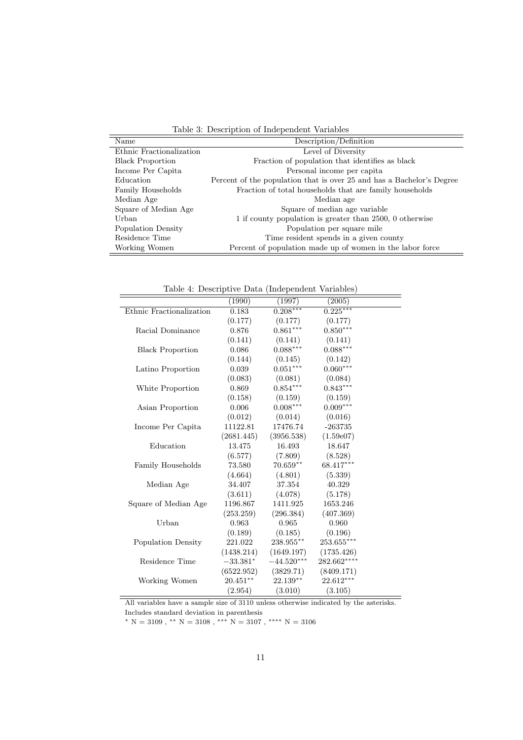Table 3: Description of Independent Variables

| Name | Description/Definition |
|---|---|
| Ethnic Fractionalization | Level of Diversity |
| Black Proportion | Fraction of population that identifies as black |
| Income Per Capita | Personal income per capita |
| Education | Percent of the population that is over 25 and has a Bachelor's Degree |
| Family Households | Fraction of total households that are family households |
| Median Age | Median age |
| Square of Median Age | Square of median age variable |
| Urban | 1 if county population is greater than 2500, 0 otherwise |
| Population Density | Population per square mile |
| Residence Time | Time resident spends in a given county |
| Working Women | Percent of population made up of women in the labor force |

Table 4: Descriptive Data (Independent Variables)

| | (1990) | (1997) | (2005) |
|---|---|---|---|
| Ethnic Fractionalization | 0.183 | $0.208^{***}$ | $0.225^{***}$ |
| | (0.177) | (0.177) | (0.177) |
| Racial Dominance | 0.876 | $0.861^{***}$ | $0.850^{***}$ |
| | (0.141) | (0.141) | (0.141) |
| Black Proportion | 0.086 | $0.088^{***}$ | $0.088^{***}$ |
| | (0.144) | (0.145) | (0.142) |
| Latino Proportion | 0.039 | $0.051^{***}$ | $0.060^{***}$ |
| | (0.083) | (0.081) | (0.084) |
| White Proportion | 0.869 | $0.854^{***}$ | $0.843^{***}$ |
| | (0.158) | (0.159) | (0.159) |
| Asian Proportion | 0.006 | $0.008^{***}$ | $0.009^{***}$ |
| | (0.012) | (0.014) | (0.016) |
| Income Per Capita | 11122.81 | 17476.74 | -263735 |
| | (2681.445) | (3956.538) | (1.59e07) |
| Education | 13.475 | 16.493 | 18.647 |
| | (6.577) | (7.809) | (8.528) |
| Family Households | 73.580 | $70.659^{**}$ | $68.417^{***}$ |
| | (4.664) | (4.801) | (5.339) |
| Median Age | 34.407 | 37.354 | 40.329 |
| | (3.611) | (4.078) | (5.178) |
| Square of Median Age | 1196.867 | 1411.925 | 1653.246 |
| | (253.259) | (296.384) | (407.369) |
| Urban | 0.963 | 0.965 | 0.960 |
| | (0.189) | (0.185) | (0.196) |
| Population Density | 221.022 | $238.955^{**}$ | $253.655^{***}$ |
| | (1438.214) | (1649.197) | (1735.426) |
| Residence Time | $-33.381^{*}$ | $-44.520^{***}$ | $282.662^{****}$ |
| | (6522.952) | (3829.71) | (8409.171) |
| Working Women | $20.451^{**}$ | $22.139^{**}$ | $22.612^{***}$ |
| | (2.954) | (3.010) | (3.105) |

All variables have a sample size of 3110 unless otherwise indicated by the asterisks.
Includes standard deviation in parenthesis
$^{*}$ N = 3109 , $^{**}$ N = 3108 , $^{***}$ N = 3107 , $^{****}$ N = 3106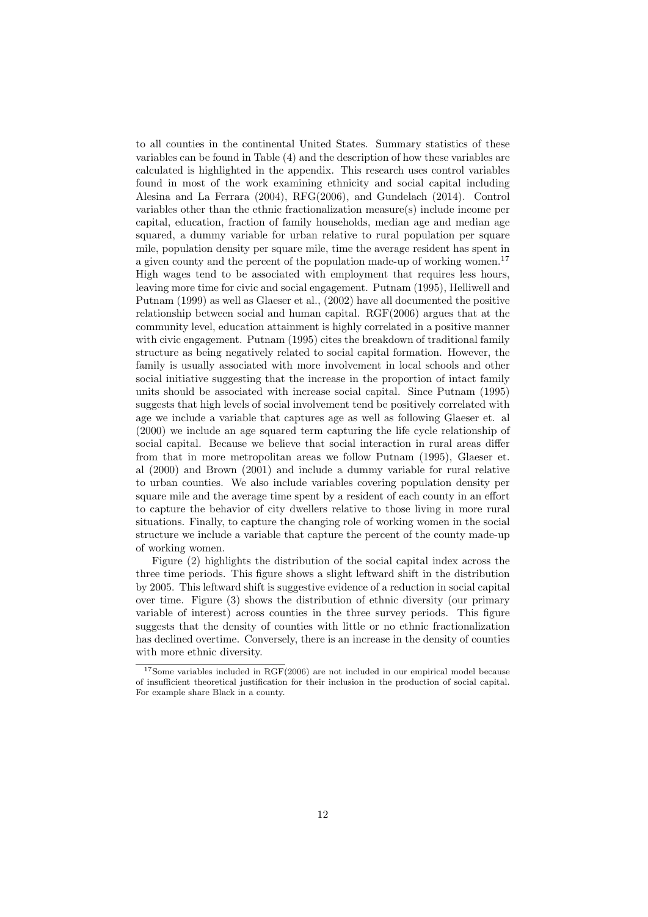to all counties in the continental United States. Summary statistics of these variables can be found in Table (4) and the description of how these variables are calculated is highlighted in the appendix. This research uses control variables found in most of the work examining ethnicity and social capital including Alesina and La Ferrara (2004), RFG(2006), and Gundelach (2014). Control variables other than the ethnic fractionalization measure(s) include income per capital, education, fraction of family households, median age and median age squared, a dummy variable for urban relative to rural population per square mile, population density per square mile, time the average resident has spent in a given county and the percent of the population made-up of working women.[17] High wages tend to be associated with employment that requires less hours, leaving more time for civic and social engagement. Putnam (1995), Helliwell and Putnam (1999) as well as Glaeser et al., (2002) have all documented the positive relationship between social and human capital. RGF(2006) argues that at the community level, education attainment is highly correlated in a positive manner with civic engagement. Putnam (1995) cites the breakdown of traditional family structure as being negatively related to social capital formation. However, the family is usually associated with more involvement in local schools and other social initiative suggesting that the increase in the proportion of intact family units should be associated with increase social capital. Since Putnam (1995) suggests that high levels of social involvement tend be positively correlated with age we include a variable that captures age as well as following Glaeser et. al (2000) we include an age squared term capturing the life cycle relationship of social capital. Because we believe that social interaction in rural areas differ from that in more metropolitan areas we follow Putnam (1995), Glaeser et. al (2000) and Brown (2001) and include a dummy variable for rural relative to urban counties. We also include variables covering population density per square mile and the average time spent by a resident of each county in an effort to capture the behavior of city dwellers relative to those living in more rural situations. Finally, to capture the changing role of working women in the social structure we include a variable that capture the percent of the county made-up of working women.

Figure (2) highlights the distribution of the social capital index across the three time periods. This figure shows a slight leftward shift in the distribution by 2005. This leftward shift is suggestive evidence of a reduction in social capital over time. Figure (3) shows the distribution of ethnic diversity (our primary variable of interest) across counties in the three survey periods. This figure suggests that the density of counties with little or no ethnic fractionalization has declined overtime. Conversely, there is an increase in the density of counties with more ethnic diversity.

[17] Some variables included in RGF(2006) are not included in our empirical model because of insufficient theoretical justification for their inclusion in the production of social capital. For example share Black in a county.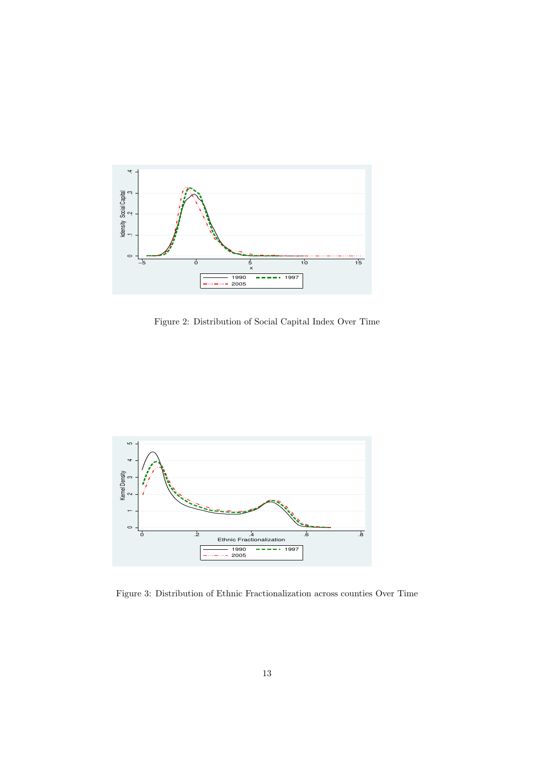Figure 2: Distribution of Social Capital Index Over Time

Figure 3: Distribution of Ethnic Fractionalization across counties Over Time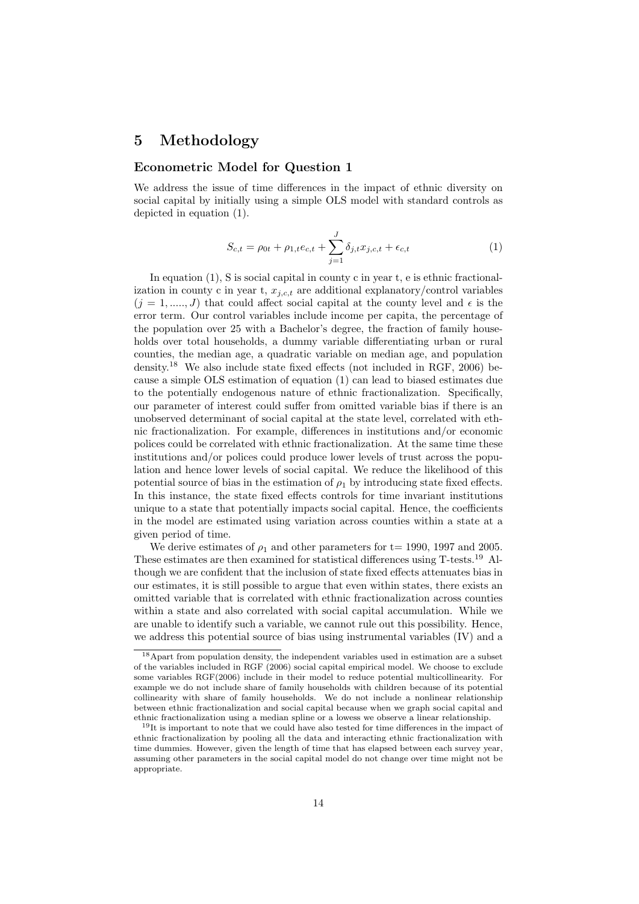# 5 Methodology

### Econometric Model for Question 1

We address the issue of time differences in the impact of ethnic diversity on social capital by initially using a simple OLS model with standard controls as depicted in equation (1).

$$S_{c,t} = \rho_{0t} + \rho_{1,t} e_{c,t} + \sum_{j=1}^{J} \delta_{j,t} x_{j,c,t} + \epsilon_{c,t} \tag{1}$$

In equation (1), S is social capital in county c in year t, e is ethnic fractionalization in county c in year t, $x_{j,c,t}$ are additional explanatory/control variables $(j = 1, \ldots\ldots, J)$ that could affect social capital at the county level and $\epsilon$ is the error term. Our control variables include income per capita, the percentage of the population over 25 with a Bachelor's degree, the fraction of family households over total households, a dummy variable differentiating urban or rural counties, the median age, a quadratic variable on median age, and population density.[18] We also include state fixed effects (not included in RGF, 2006) because a simple OLS estimation of equation (1) can lead to biased estimates due to the potentially endogenous nature of ethnic fractionalization. Specifically, our parameter of interest could suffer from omitted variable bias if there is an unobserved determinant of social capital at the state level, correlated with ethnic fractionalization. For example, differences in institutions and/or economic polices could be correlated with ethnic fractionalization. At the same time these institutions and/or polices could produce lower levels of trust across the population and hence lower levels of social capital. We reduce the likelihood of this potential source of bias in the estimation of $\rho_1$ by introducing state fixed effects. In this instance, the state fixed effects controls for time invariant institutions unique to a state that potentially impacts social capital. Hence, the coefficients in the model are estimated using variation across counties within a state at a given period of time.

We derive estimates of $\rho_1$ and other parameters for t= 1990, 1997 and 2005. These estimates are then examined for statistical differences using T-tests.[19] Although we are confident that the inclusion of state fixed effects attenuates bias in our estimates, it is still possible to argue that even within states, there exists an omitted variable that is correlated with ethnic fractionalization across counties within a state and also correlated with social capital accumulation. While we are unable to identify such a variable, we cannot rule out this possibility. Hence, we address this potential source of bias using instrumental variables (IV) and a

---

[18] Apart from population density, the independent variables used in estimation are a subset of the variables included in RGF (2006) social capital empirical model. We choose to exclude some variables RGF(2006) include in their model to reduce potential multicollinearity. For example we do not include share of family households with children because of its potential collinearity with share of family households. We do not include a nonlinear relationship between ethnic fractionalization and social capital because when we graph social capital and ethnic fractionalization using a median spline or a lowess we observe a linear relationship.

[19] It is important to note that we could have also tested for time differences in the impact of ethnic fractionalization by pooling all the data and interacting ethnic fractionalization with time dummies. However, given the length of time that has elapsed between each survey year, assuming other parameters in the social capital model do not change over time might not be appropriate.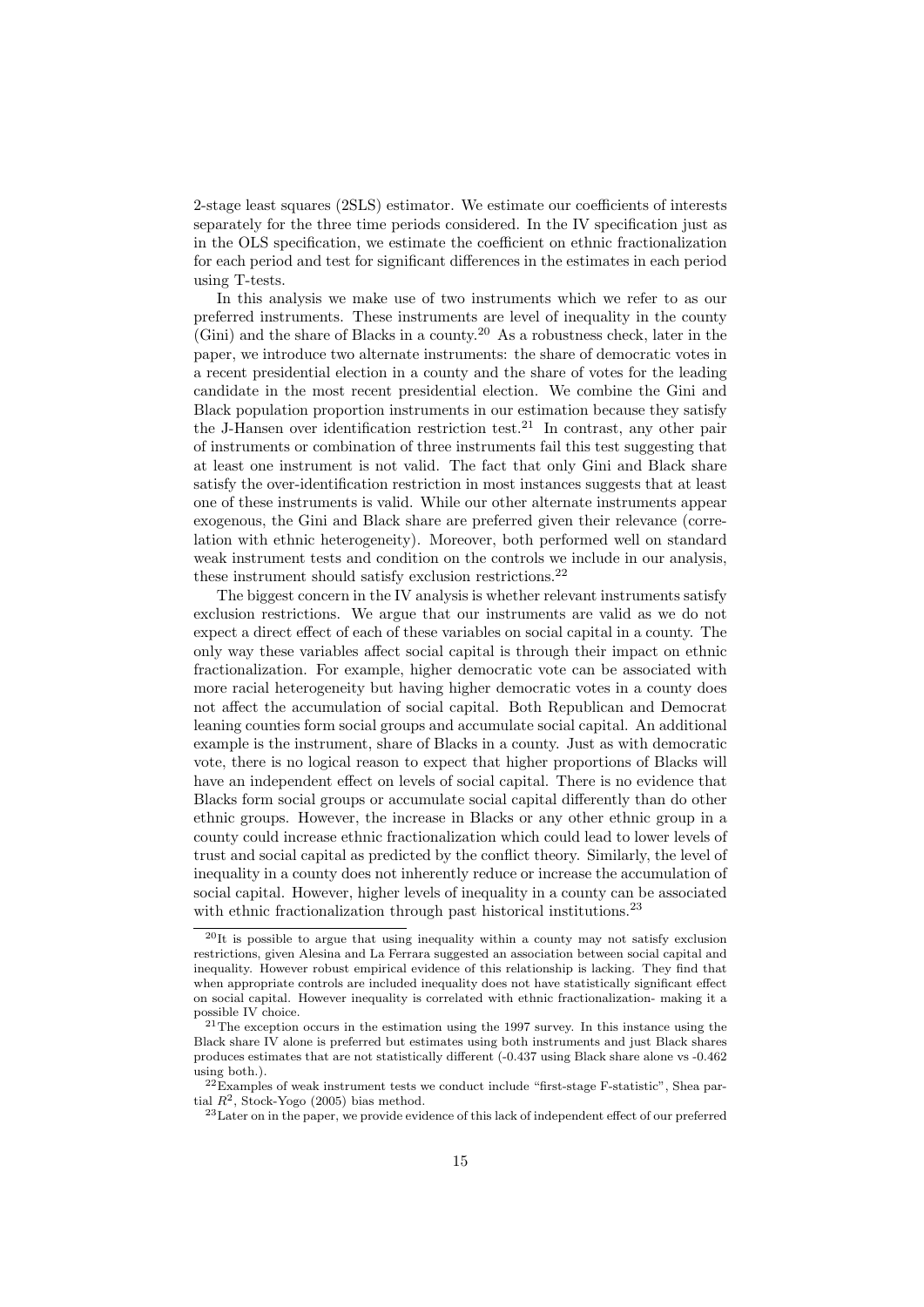2-stage least squares (2SLS) estimator. We estimate our coefficients of interests separately for the three time periods considered. In the IV specification just as in the OLS specification, we estimate the coefficient on ethnic fractionalization for each period and test for significant differences in the estimates in each period using T-tests.

In this analysis we make use of two instruments which we refer to as our preferred instruments. These instruments are level of inequality in the county (Gini) and the share of Blacks in a county.[20] As a robustness check, later in the paper, we introduce two alternate instruments: the share of democratic votes in a recent presidential election in a county and the share of votes for the leading candidate in the most recent presidential election. We combine the Gini and Black population proportion instruments in our estimation because they satisfy the J-Hansen over identification restriction test.[21] In contrast, any other pair of instruments or combination of three instruments fail this test suggesting that at least one instrument is not valid. The fact that only Gini and Black share satisfy the over-identification restriction in most instances suggests that at least one of these instruments is valid. While our other alternate instruments appear exogenous, the Gini and Black share are preferred given their relevance (correlation with ethnic heterogeneity). Moreover, both performed well on standard weak instrument tests and condition on the controls we include in our analysis, these instrument should satisfy exclusion restrictions.[22]

The biggest concern in the IV analysis is whether relevant instruments satisfy exclusion restrictions. We argue that our instruments are valid as we do not expect a direct effect of each of these variables on social capital in a county. The only way these variables affect social capital is through their impact on ethnic fractionalization. For example, higher democratic vote can be associated with more racial heterogeneity but having higher democratic votes in a county does not affect the accumulation of social capital. Both Republican and Democrat leaning counties form social groups and accumulate social capital. An additional example is the instrument, share of Blacks in a county. Just as with democratic vote, there is no logical reason to expect that higher proportions of Blacks will have an independent effect on levels of social capital. There is no evidence that Blacks form social groups or accumulate social capital differently than do other ethnic groups. However, the increase in Blacks or any other ethnic group in a county could increase ethnic fractionalization which could lead to lower levels of trust and social capital as predicted by the conflict theory. Similarly, the level of inequality in a county does not inherently reduce or increase the accumulation of social capital. However, higher levels of inequality in a county can be associated with ethnic fractionalization through past historical institutions.[23]

---

[20] It is possible to argue that using inequality within a county may not satisfy exclusion restrictions, given Alesina and La Ferrara suggested an association between social capital and inequality. However robust empirical evidence of this relationship is lacking. They find that when appropriate controls are included inequality does not have statistically significant effect on social capital. However inequality is correlated with ethnic fractionalization- making it a possible IV choice.

[21] The exception occurs in the estimation using the 1997 survey. In this instance using the Black share IV alone is preferred but estimates using both instruments and just Black shares produces estimates that are not statistically different (-0.437 using Black share alone vs -0.462 using both.).

[22] Examples of weak instrument tests we conduct include "first-stage F-statistic", Shea partial $R^2$, Stock-Yogo (2005) bias method.

[23] Later on in the paper, we provide evidence of this lack of independent effect of our preferred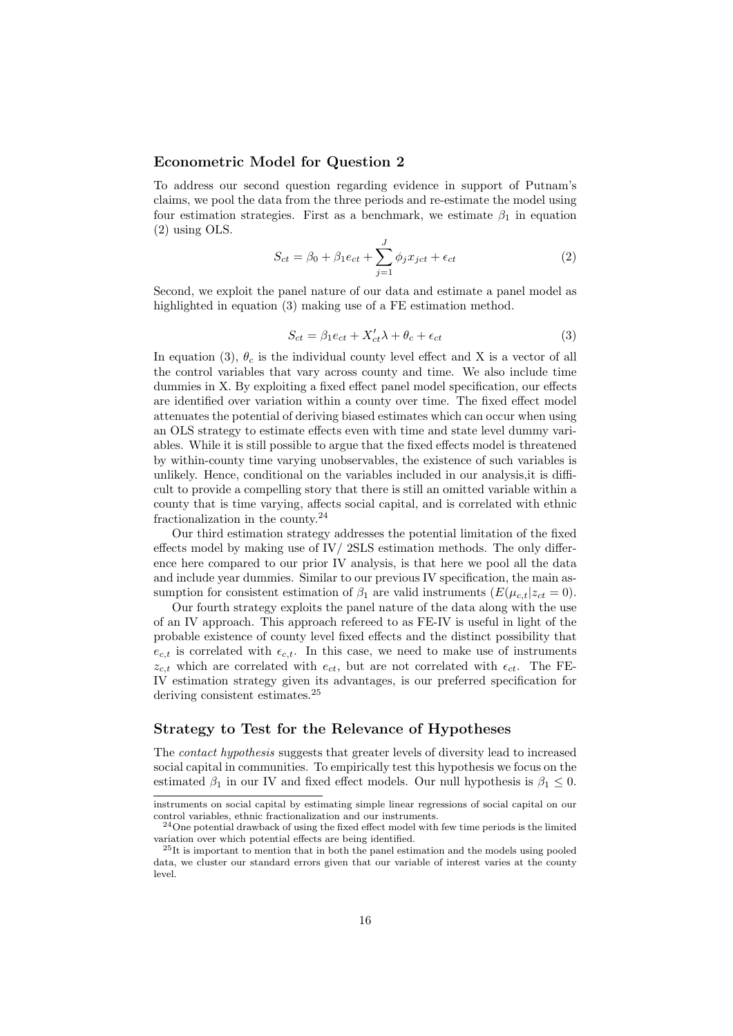### Econometric Model for Question 2

To address our second question regarding evidence in support of Putnam's claims, we pool the data from the three periods and re-estimate the model using four estimation strategies. First as a benchmark, we estimate $\beta_1$ in equation (2) using OLS.

$$S_{ct} = \beta_0 + \beta_1 e_{ct} + \sum_{j=1}^{J} \phi_j x_{jct} + \epsilon_{ct} \tag{2}$$

Second, we exploit the panel nature of our data and estimate a panel model as highlighted in equation (3) making use of a FE estimation method.

$$S_{ct} = \beta_1 e_{ct} + X'_{ct}\lambda + \theta_c + \epsilon_{ct} \tag{3}$$

In equation (3), $\theta_c$ is the individual county level effect and X is a vector of all the control variables that vary across county and time. We also include time dummies in X. By exploiting a fixed effect panel model specification, our effects are identified over variation within a county over time. The fixed effect model attenuates the potential of deriving biased estimates which can occur when using an OLS strategy to estimate effects even with time and state level dummy variables. While it is still possible to argue that the fixed effects model is threatened by within-county time varying unobservables, the existence of such variables is unlikely. Hence, conditional on the variables included in our analysis,it is difficult to provide a compelling story that there is still an omitted variable within a county that is time varying, affects social capital, and is correlated with ethnic fractionalization in the county.[24]

Our third estimation strategy addresses the potential limitation of the fixed effects model by making use of IV/ 2SLS estimation methods. The only difference here compared to our prior IV analysis, is that here we pool all the data and include year dummies. Similar to our previous IV specification, the main assumption for consistent estimation of $\beta_1$ are valid instruments ($E(\mu_{c,t}|z_{ct} = 0)$.

Our fourth strategy exploits the panel nature of the data along with the use of an IV approach. This approach refereed to as FE-IV is useful in light of the probable existence of county level fixed effects and the distinct possibility that $e_{c,t}$ is correlated with $\epsilon_{c,t}$. In this case, we need to make use of instruments $z_{c,t}$ which are correlated with $e_{ct}$, but are not correlated with $\epsilon_{ct}$. The FE-IV estimation strategy given its advantages, is our preferred specification for deriving consistent estimates.[25]

### Strategy to Test for the Relevance of Hypotheses

The *contact hypothesis* suggests that greater levels of diversity lead to increased social capital in communities. To empirically test this hypothesis we focus on the estimated $\beta_1$ in our IV and fixed effect models. Our null hypothesis is $\beta_1 \leq 0$.

---

instruments on social capital by estimating simple linear regressions of social capital on our control variables, ethnic fractionalization and our instruments.

[24] One potential drawback of using the fixed effect model with few time periods is the limited variation over which potential effects are being identified.

[25] It is important to mention that in both the panel estimation and the models using pooled data, we cluster our standard errors given that our variable of interest varies at the county level.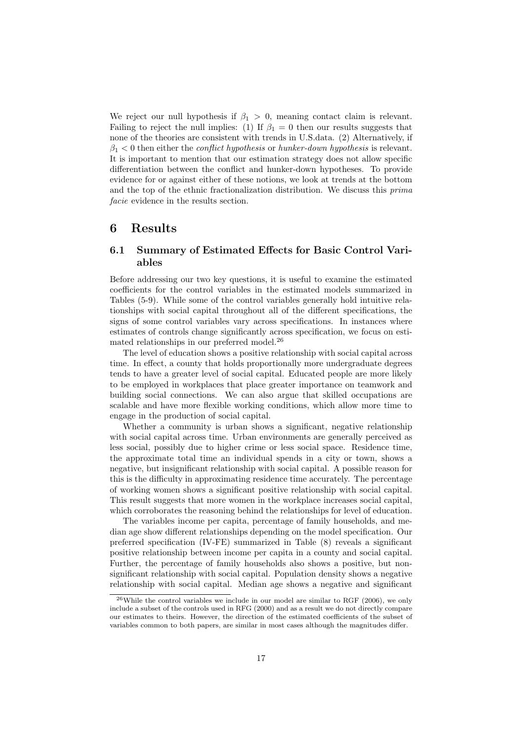We reject our null hypothesis if $\beta_1 > 0$, meaning contact claim is relevant. Failing to reject the null implies: (1) If $\beta_1 = 0$ then our results suggests that none of the theories are consistent with trends in U.S.data. (2) Alternatively, if $\beta_1 < 0$ then either the *conflict hypothesis* or *hunker-down hypothesis* is relevant. It is important to mention that our estimation strategy does not allow specific differentiation between the conflict and hunker-down hypotheses. To provide evidence for or against either of these notions, we look at trends at the bottom and the top of the ethnic fractionalization distribution. We discuss this *prima facie* evidence in the results section.

# 6 Results

## 6.1 Summary of Estimated Effects for Basic Control Variables

Before addressing our two key questions, it is useful to examine the estimated coefficients for the control variables in the estimated models summarized in Tables (5-9). While some of the control variables generally hold intuitive relationships with social capital throughout all of the different specifications, the signs of some control variables vary across specifications. In instances where estimates of controls change significantly across specification, we focus on estimated relationships in our preferred model.[26]

The level of education shows a positive relationship with social capital across time. In effect, a county that holds proportionally more undergraduate degrees tends to have a greater level of social capital. Educated people are more likely to be employed in workplaces that place greater importance on teamwork and building social connections. We can also argue that skilled occupations are scalable and have more flexible working conditions, which allow more time to engage in the production of social capital.

Whether a community is urban shows a significant, negative relationship with social capital across time. Urban environments are generally perceived as less social, possibly due to higher crime or less social space. Residence time, the approximate total time an individual spends in a city or town, shows a negative, but insignificant relationship with social capital. A possible reason for this is the difficulty in approximating residence time accurately. The percentage of working women shows a significant positive relationship with social capital. This result suggests that more women in the workplace increases social capital, which corroborates the reasoning behind the relationships for level of education.

The variables income per capita, percentage of family households, and median age show different relationships depending on the model specification. Our preferred specification (IV-FE) summarized in Table (8) reveals a significant positive relationship between income per capita in a county and social capital. Further, the percentage of family households also shows a positive, but non-significant relationship with social capital. Population density shows a negative relationship with social capital. Median age shows a negative and significant

[26] While the control variables we include in our model are similar to RGF (2006), we only include a subset of the controls used in RFG (2000) and as a result we do not directly compare our estimates to theirs. However, the direction of the estimated coefficients of the subset of variables common to both papers, are similar in most cases although the magnitudes differ.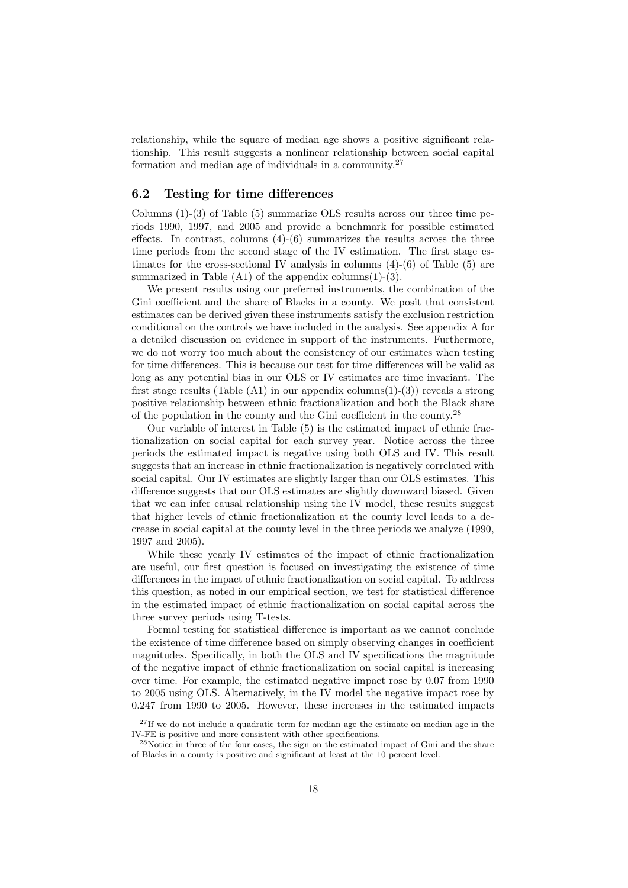relationship, while the square of median age shows a positive significant relationship. This result suggests a nonlinear relationship between social capital formation and median age of individuals in a community.[27]

### 6.2 Testing for time differences

Columns (1)-(3) of Table (5) summarize OLS results across our three time periods 1990, 1997, and 2005 and provide a benchmark for possible estimated effects. In contrast, columns (4)-(6) summarizes the results across the three time periods from the second stage of the IV estimation. The first stage estimates for the cross-sectional IV analysis in columns (4)-(6) of Table (5) are summarized in Table (A1) of the appendix columns(1)-(3).

We present results using our preferred instruments, the combination of the Gini coefficient and the share of Blacks in a county. We posit that consistent estimates can be derived given these instruments satisfy the exclusion restriction conditional on the controls we have included in the analysis. See appendix A for a detailed discussion on evidence in support of the instruments. Furthermore, we do not worry too much about the consistency of our estimates when testing for time differences. This is because our test for time differences will be valid as long as any potential bias in our OLS or IV estimates are time invariant. The first stage results (Table (A1) in our appendix columns(1)-(3)) reveals a strong positive relationship between ethnic fractionalization and both the Black share of the population in the county and the Gini coefficient in the county.[28]

Our variable of interest in Table (5) is the estimated impact of ethnic fractionalization on social capital for each survey year. Notice across the three periods the estimated impact is negative using both OLS and IV. This result suggests that an increase in ethnic fractionalization is negatively correlated with social capital. Our IV estimates are slightly larger than our OLS estimates. This difference suggests that our OLS estimates are slightly downward biased. Given that we can infer causal relationship using the IV model, these results suggest that higher levels of ethnic fractionalization at the county level leads to a decrease in social capital at the county level in the three periods we analyze (1990, 1997 and 2005).

While these yearly IV estimates of the impact of ethnic fractionalization are useful, our first question is focused on investigating the existence of time differences in the impact of ethnic fractionalization on social capital. To address this question, as noted in our empirical section, we test for statistical difference in the estimated impact of ethnic fractionalization on social capital across the three survey periods using T-tests.

Formal testing for statistical difference is important as we cannot conclude the existence of time difference based on simply observing changes in coefficient magnitudes. Specifically, in both the OLS and IV specifications the magnitude of the negative impact of ethnic fractionalization on social capital is increasing over time. For example, the estimated negative impact rose by 0.07 from 1990 to 2005 using OLS. Alternatively, in the IV model the negative impact rose by 0.247 from 1990 to 2005. However, these increases in the estimated impacts

[27] If we do not include a quadratic term for median age the estimate on median age in the IV-FE is positive and more consistent with other specifications.

[28] Notice in three of the four cases, the sign on the estimated impact of Gini and the share of Blacks in a county is positive and significant at least at the 10 percent level.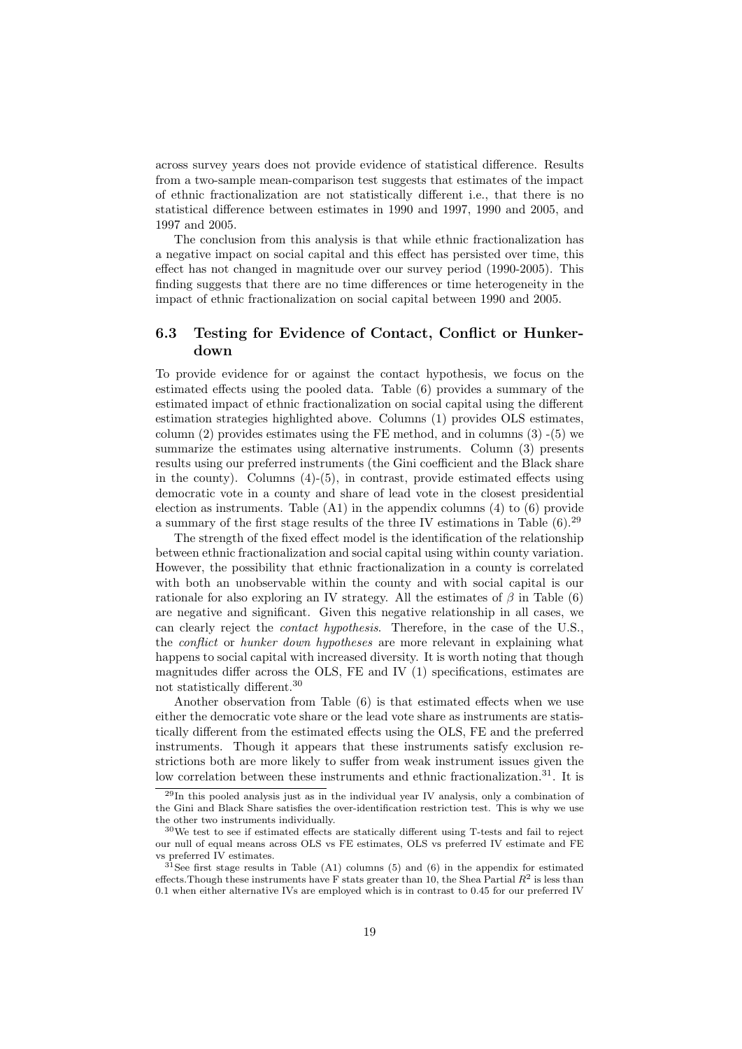across survey years does not provide evidence of statistical difference. Results from a two-sample mean-comparison test suggests that estimates of the impact of ethnic fractionalization are not statistically different i.e., that there is no statistical difference between estimates in 1990 and 1997, 1990 and 2005, and 1997 and 2005.

The conclusion from this analysis is that while ethnic fractionalization has a negative impact on social capital and this effect has persisted over time, this effect has not changed in magnitude over our survey period (1990-2005). This finding suggests that there are no time differences or time heterogeneity in the impact of ethnic fractionalization on social capital between 1990 and 2005.

### 6.3 Testing for Evidence of Contact, Conflict or Hunker-down

To provide evidence for or against the contact hypothesis, we focus on the estimated effects using the pooled data. Table (6) provides a summary of the estimated impact of ethnic fractionalization on social capital using the different estimation strategies highlighted above. Columns (1) provides OLS estimates, column (2) provides estimates using the FE method, and in columns (3) -(5) we summarize the estimates using alternative instruments. Column (3) presents results using our preferred instruments (the Gini coefficient and the Black share in the county). Columns (4)-(5), in contrast, provide estimated effects using democratic vote in a county and share of lead vote in the closest presidential election as instruments. Table (A1) in the appendix columns (4) to (6) provide a summary of the first stage results of the three IV estimations in Table (6).[29]

The strength of the fixed effect model is the identification of the relationship between ethnic fractionalization and social capital using within county variation. However, the possibility that ethnic fractionalization in a county is correlated with both an unobservable within the county and with social capital is our rationale for also exploring an IV strategy. All the estimates of $\beta$ in Table (6) are negative and significant. Given this negative relationship in all cases, we can clearly reject the *contact hypothesis*. Therefore, in the case of the U.S., the *conflict* or *hunker down hypotheses* are more relevant in explaining what happens to social capital with increased diversity. It is worth noting that though magnitudes differ across the OLS, FE and IV (1) specifications, estimates are not statistically different.[30]

Another observation from Table (6) is that estimated effects when we use either the democratic vote share or the lead vote share as instruments are statistically different from the estimated effects using the OLS, FE and the preferred instruments. Though it appears that these instruments satisfy exclusion restrictions both are more likely to suffer from weak instrument issues given the low correlation between these instruments and ethnic fractionalization.[31]. It is

[29] In this pooled analysis just as in the individual year IV analysis, only a combination of the Gini and Black Share satisfies the over-identification restriction test. This is why we use the other two instruments individually.

[30] We test to see if estimated effects are statically different using T-tests and fail to reject our null of equal means across OLS vs FE estimates, OLS vs preferred IV estimate and FE vs preferred IV estimates.

[31] See first stage results in Table (A1) columns (5) and (6) in the appendix for estimated effects.Though these instruments have F stats greater than 10, the Shea Partial $R^2$ is less than 0.1 when either alternative IVs are employed which is in contrast to 0.45 for our preferred IV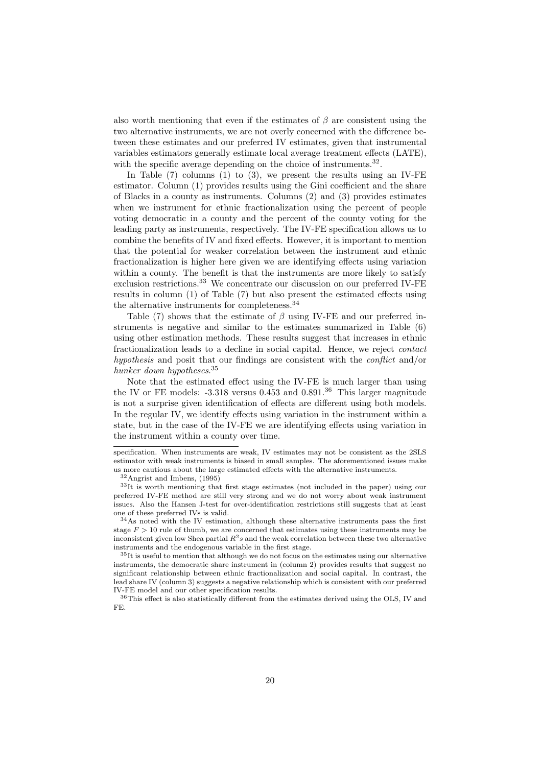also worth mentioning that even if the estimates of $\beta$ are consistent using the two alternative instruments, we are not overly concerned with the difference between these estimates and our preferred IV estimates, given that instrumental variables estimators generally estimate local average treatment effects (LATE), with the specific average depending on the choice of instruments.[32].

In Table (7) columns (1) to (3), we present the results using an IV-FE estimator. Column (1) provides results using the Gini coefficient and the share of Blacks in a county as instruments. Columns (2) and (3) provides estimates when we instrument for ethnic fractionalization using the percent of people voting democratic in a county and the percent of the county voting for the leading party as instruments, respectively. The IV-FE specification allows us to combine the benefits of IV and fixed effects. However, it is important to mention that the potential for weaker correlation between the instrument and ethnic fractionalization is higher here given we are identifying effects using variation within a county. The benefit is that the instruments are more likely to satisfy exclusion restrictions.[33] We concentrate our discussion on our preferred IV-FE results in column (1) of Table (7) but also present the estimated effects using the alternative instruments for completeness.[34]

Table (7) shows that the estimate of $\beta$ using IV-FE and our preferred instruments is negative and similar to the estimates summarized in Table (6) using other estimation methods. These results suggest that increases in ethnic fractionalization leads to a decline in social capital. Hence, we reject *contact hypothesis* and posit that our findings are consistent with the *conflict* and/or *hunker down hypotheses*.[35]

Note that the estimated effect using the IV-FE is much larger than using the IV or FE models: -3.318 versus 0.453 and 0.891.[36] This larger magnitude is not a surprise given identification of effects are different using both models. In the regular IV, we identify effects using variation in the instrument within a state, but in the case of the IV-FE we are identifying effects using variation in the instrument within a county over time.

---

specification. When instruments are weak, IV estimates may not be consistent as the 2SLS estimator with weak instruments is biased in small samples. The aforementioned issues make us more cautious about the large estimated effects with the alternative instruments.

[32] Angrist and Imbens, (1995)

[33] It is worth mentioning that first stage estimates (not included in the paper) using our preferred IV-FE method are still very strong and we do not worry about weak instrument issues. Also the Hansen J-test for over-identification restrictions still suggests that at least one of these preferred IVs is valid.

[34] As noted with the IV estimation, although these alternative instruments pass the first stage $F > 10$ rule of thumb, we are concerned that estimates using these instruments may be inconsistent given low Shea partial $R^2s$ and the weak correlation between these two alternative instruments and the endogenous variable in the first stage.

[35] It is useful to mention that although we do not focus on the estimates using our alternative instruments, the democratic share instrument in (column 2) provides results that suggest no significant relationship between ethnic fractionalization and social capital. In contrast, the lead share IV (column 3) suggests a negative relationship which is consistent with our preferred IV-FE model and our other specification results.

[36] This effect is also statistically different from the estimates derived using the OLS, IV and FE.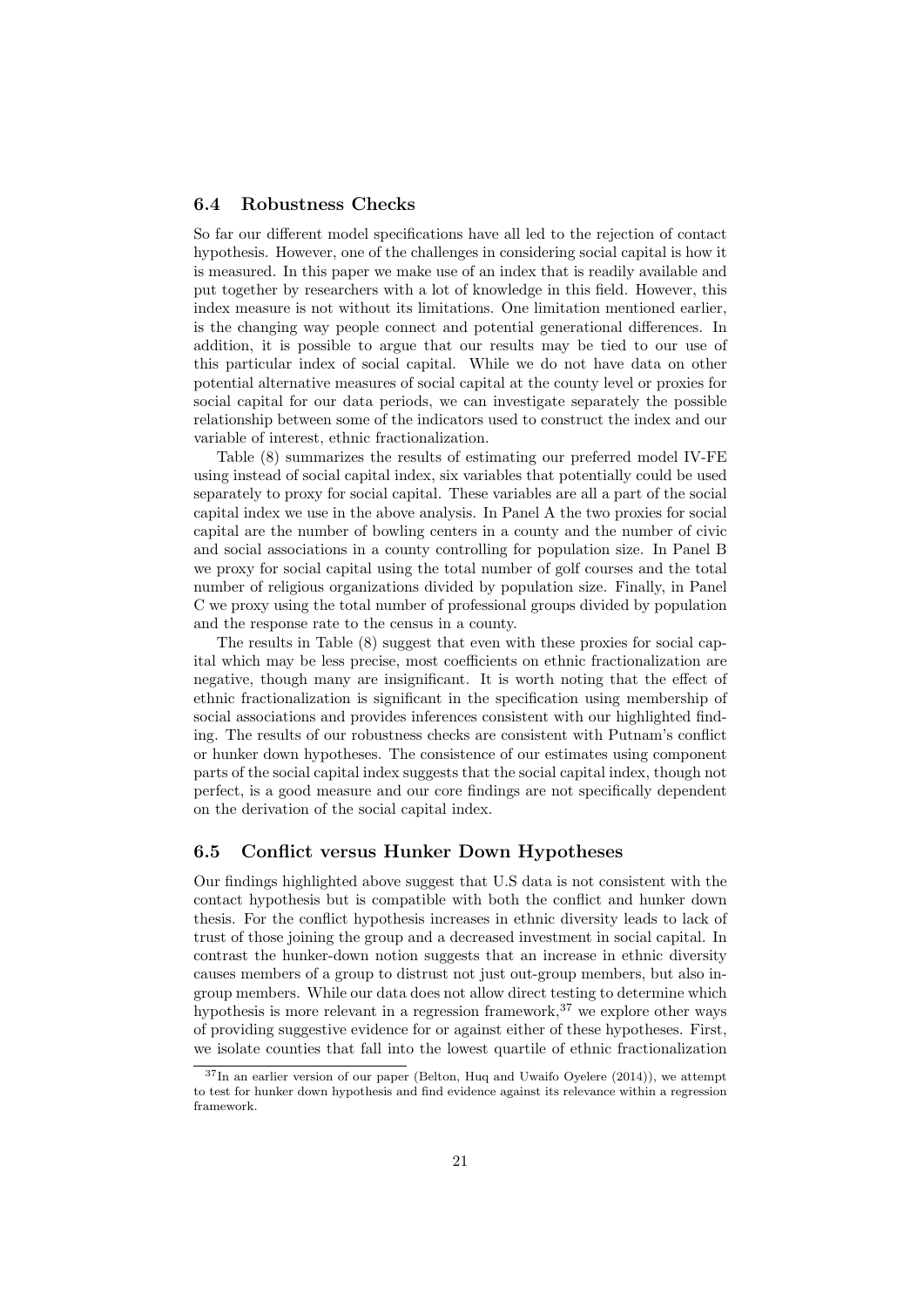### 6.4 Robustness Checks

So far our different model specifications have all led to the rejection of contact hypothesis. However, one of the challenges in considering social capital is how it is measured. In this paper we make use of an index that is readily available and put together by researchers with a lot of knowledge in this field. However, this index measure is not without its limitations. One limitation mentioned earlier, is the changing way people connect and potential generational differences. In addition, it is possible to argue that our results may be tied to our use of this particular index of social capital. While we do not have data on other potential alternative measures of social capital at the county level or proxies for social capital for our data periods, we can investigate separately the possible relationship between some of the indicators used to construct the index and our variable of interest, ethnic fractionalization.

Table (8) summarizes the results of estimating our preferred model IV-FE using instead of social capital index, six variables that potentially could be used separately to proxy for social capital. These variables are all a part of the social capital index we use in the above analysis. In Panel A the two proxies for social capital are the number of bowling centers in a county and the number of civic and social associations in a county controlling for population size. In Panel B we proxy for social capital using the total number of golf courses and the total number of religious organizations divided by population size. Finally, in Panel C we proxy using the total number of professional groups divided by population and the response rate to the census in a county.

The results in Table (8) suggest that even with these proxies for social capital which may be less precise, most coefficients on ethnic fractionalization are negative, though many are insignificant. It is worth noting that the effect of ethnic fractionalization is significant in the specification using membership of social associations and provides inferences consistent with our highlighted finding. The results of our robustness checks are consistent with Putnam's conflict or hunker down hypotheses. The consistence of our estimates using component parts of the social capital index suggests that the social capital index, though not perfect, is a good measure and our core findings are not specifically dependent on the derivation of the social capital index.

### 6.5 Conflict versus Hunker Down Hypotheses

Our findings highlighted above suggest that U.S data is not consistent with the contact hypothesis but is compatible with both the conflict and hunker down thesis. For the conflict hypothesis increases in ethnic diversity leads to lack of trust of those joining the group and a decreased investment in social capital. In contrast the hunker-down notion suggests that an increase in ethnic diversity causes members of a group to distrust not just out-group members, but also in-group members. While our data does not allow direct testing to determine which hypothesis is more relevant in a regression framework,[37] we explore other ways of providing suggestive evidence for or against either of these hypotheses. First, we isolate counties that fall into the lowest quartile of ethnic fractionalization

[37] In an earlier version of our paper (Belton, Huq and Uwaifo Oyelere (2014)), we attempt to test for hunker down hypothesis and find evidence against its relevance within a regression framework.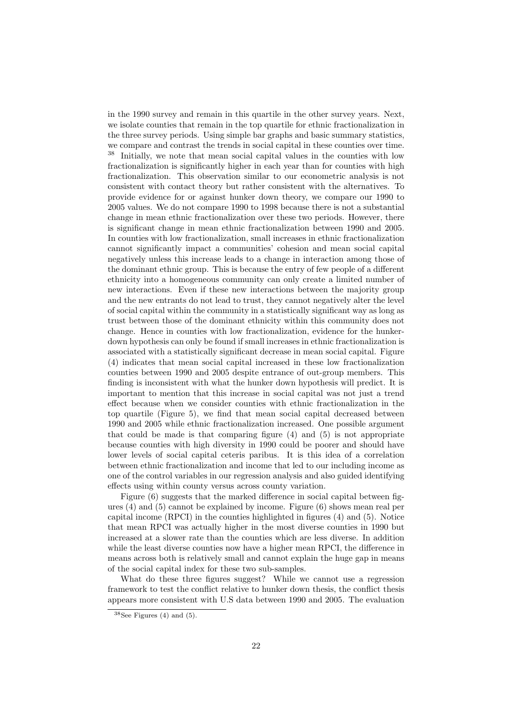in the 1990 survey and remain in this quartile in the other survey years. Next, we isolate counties that remain in the top quartile for ethnic fractionalization in the three survey periods. Using simple bar graphs and basic summary statistics, we compare and contrast the trends in social capital in these counties over time. [38] Initially, we note that mean social capital values in the counties with low fractionalization is significantly higher in each year than for counties with high fractionalization. This observation similar to our econometric analysis is not consistent with contact theory but rather consistent with the alternatives. To provide evidence for or against hunker down theory, we compare our 1990 to 2005 values. We do not compare 1990 to 1998 because there is not a substantial change in mean ethnic fractionalization over these two periods. However, there is significant change in mean ethnic fractionalization between 1990 and 2005. In counties with low fractionalization, small increases in ethnic fractionalization cannot significantly impact a communities' cohesion and mean social capital negatively unless this increase leads to a change in interaction among those of the dominant ethnic group. This is because the entry of few people of a different ethnicity into a homogeneous community can only create a limited number of new interactions. Even if these new interactions between the majority group and the new entrants do not lead to trust, they cannot negatively alter the level of social capital within the community in a statistically significant way as long as trust between those of the dominant ethnicity within this community does not change. Hence in counties with low fractionalization, evidence for the hunker-down hypothesis can only be found if small increases in ethnic fractionalization is associated with a statistically significant decrease in mean social capital. Figure (4) indicates that mean social capital increased in these low fractionalization counties between 1990 and 2005 despite entrance of out-group members. This finding is inconsistent with what the hunker down hypothesis will predict. It is important to mention that this increase in social capital was not just a trend effect because when we consider counties with ethnic fractionalization in the top quartile (Figure 5), we find that mean social capital decreased between 1990 and 2005 while ethnic fractionalization increased. One possible argument that could be made is that comparing figure (4) and (5) is not appropriate because counties with high diversity in 1990 could be poorer and should have lower levels of social capital ceteris paribus. It is this idea of a correlation between ethnic fractionalization and income that led to our including income as one of the control variables in our regression analysis and also guided identifying effects using within county versus across county variation.

Figure (6) suggests that the marked difference in social capital between figures (4) and (5) cannot be explained by income. Figure (6) shows mean real per capital income (RPCI) in the counties highlighted in figures (4) and (5). Notice that mean RPCI was actually higher in the most diverse counties in 1990 but increased at a slower rate than the counties which are less diverse. In addition while the least diverse counties now have a higher mean RPCI, the difference in means across both is relatively small and cannot explain the huge gap in means of the social capital index for these two sub-samples.

What do these three figures suggest? While we cannot use a regression framework to test the conflict relative to hunker down thesis, the conflict thesis appears more consistent with U.S data between 1990 and 2005. The evaluation

[38] See Figures (4) and (5).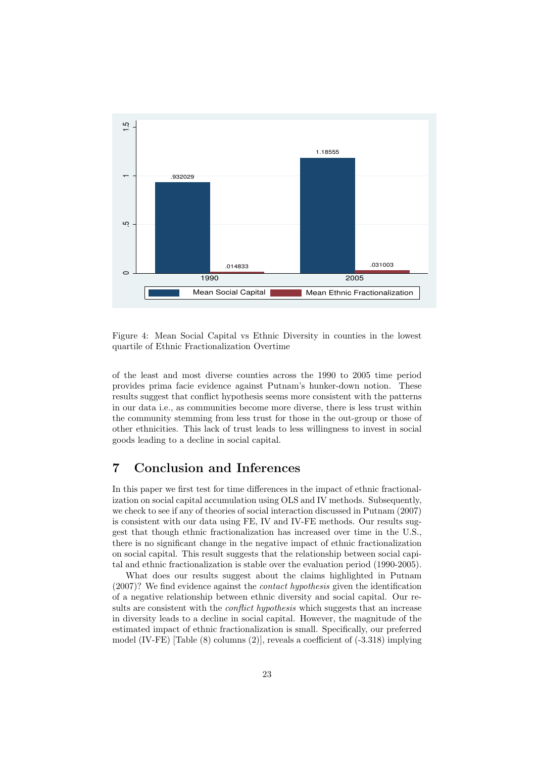Figure 4: Mean Social Capital vs Ethnic Diversity in counties in the lowest quartile of Ethnic Fractionalization Overtime

of the least and most diverse counties across the 1990 to 2005 time period provides prima facie evidence against Putnam's hunker-down notion. These results suggest that conflict hypothesis seems more consistent with the patterns in our data i.e., as communities become more diverse, there is less trust within the community stemming from less trust for those in the out-group or those of other ethnicities. This lack of trust leads to less willingness to invest in social goods leading to a decline in social capital.

# 7 Conclusion and Inferences

In this paper we first test for time differences in the impact of ethnic fractionalization on social capital accumulation using OLS and IV methods. Subsequently, we check to see if any of theories of social interaction discussed in Putnam (2007) is consistent with our data using FE, IV and IV-FE methods. Our results suggest that though ethnic fractionalization has increased over time in the U.S., there is no significant change in the negative impact of ethnic fractionalization on social capital. This result suggests that the relationship between social capital and ethnic fractionalization is stable over the evaluation period (1990-2005).

What does our results suggest about the claims highlighted in Putnam (2007)? We find evidence against the *contact hypothesis* given the identification of a negative relationship between ethnic diversity and social capital. Our results are consistent with the *conflict hypothesis* which suggests that an increase in diversity leads to a decline in social capital. However, the magnitude of the estimated impact of ethnic fractionalization is small. Specifically, our preferred model (IV-FE) [Table (8) columns (2)], reveals a coefficient of (-3.318) implying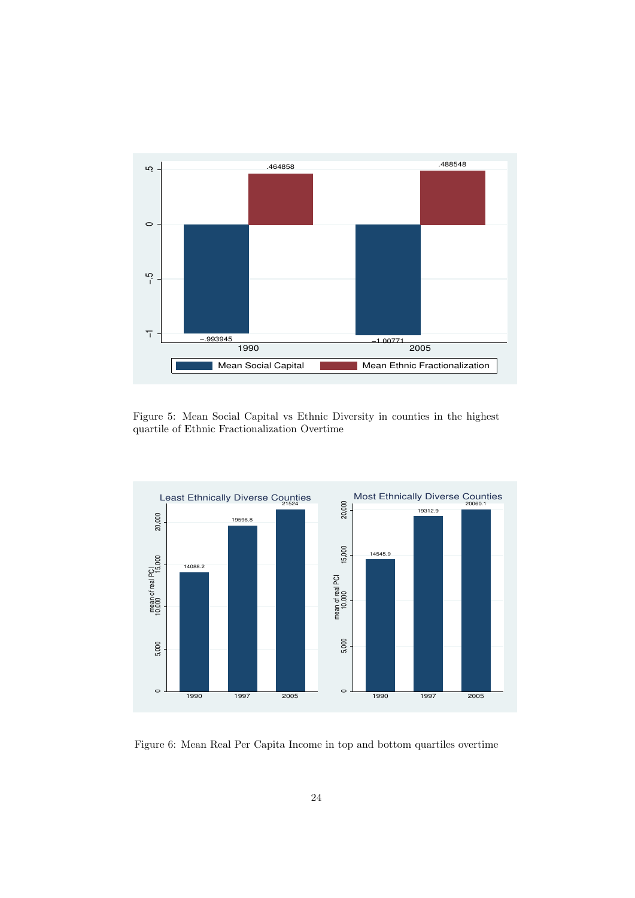Figure 5: Mean Social Capital vs Ethnic Diversity in counties in the highest quartile of Ethnic Fractionalization Overtime

Figure 6: Mean Real Per Capita Income in top and bottom quartiles overtime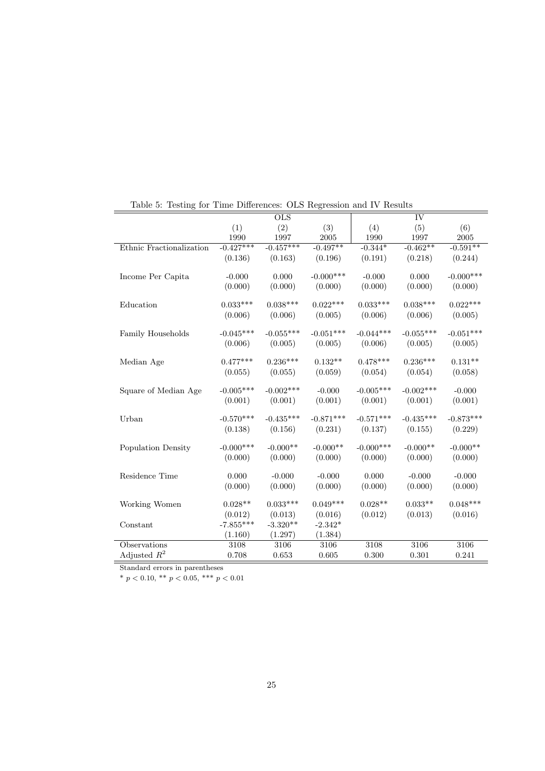Table 5: Testing for Time Differences: OLS Regression and IV Results

| | OLS | | | IV | | |
|---|---|---|---|---|---|---|
| | (1) | (2) | (3) | (4) | (5) | (6) |
| | 1990 | 1997 | 2005 | 1990 | 1997 | 2005 |
| Ethnic Fractionalization | -0.427*** | -0.457*** | -0.497** | -0.344* | -0.462** | -0.591** |
| | (0.136) | (0.163) | (0.196) | (0.191) | (0.218) | (0.244) |
| Income Per Capita | -0.000 | 0.000 | -0.000*** | -0.000 | 0.000 | -0.000*** |
| | (0.000) | (0.000) | (0.000) | (0.000) | (0.000) | (0.000) |
| Education | 0.033*** | 0.038*** | 0.022*** | 0.033*** | 0.038*** | 0.022*** |
| | (0.006) | (0.006) | (0.005) | (0.006) | (0.006) | (0.005) |
| Family Households | -0.045*** | -0.055*** | -0.051*** | -0.044*** | -0.055*** | -0.051*** |
| | (0.006) | (0.005) | (0.005) | (0.006) | (0.005) | (0.005) |
| Median Age | 0.477*** | 0.236*** | 0.132** | 0.478*** | 0.236*** | 0.131** |
| | (0.055) | (0.055) | (0.059) | (0.054) | (0.054) | (0.058) |
| Square of Median Age | -0.005*** | -0.002*** | -0.000 | -0.005*** | -0.002*** | -0.000 |
| | (0.001) | (0.001) | (0.001) | (0.001) | (0.001) | (0.001) |
| Urban | -0.570*** | -0.435*** | -0.871*** | -0.571*** | -0.435*** | -0.873*** |
| | (0.138) | (0.156) | (0.231) | (0.137) | (0.155) | (0.229) |
| Population Density | -0.000*** | -0.000** | -0.000** | -0.000*** | -0.000** | -0.000** |
| | (0.000) | (0.000) | (0.000) | (0.000) | (0.000) | (0.000) |
| Residence Time | 0.000 | -0.000 | -0.000 | 0.000 | -0.000 | -0.000 |
| | (0.000) | (0.000) | (0.000) | (0.000) | (0.000) | (0.000) |
| Working Women | 0.028** | 0.033*** | 0.049*** | 0.028** | 0.033** | 0.048*** |
| | (0.012) | (0.013) | (0.016) | (0.012) | (0.013) | (0.016) |
| Constant | -7.855*** | -3.320** | -2.342* | | | |
| | (1.160) | (1.297) | (1.384) | | | |
| Observations | 3108 | 3106 | 3106 | 3108 | 3106 | 3106 |
| Adjusted $R^2$ | 0.708 | 0.653 | 0.605 | 0.300 | 0.301 | 0.241 |

Standard errors in parentheses

* $p < 0.10$, ** $p < 0.05$, *** $p < 0.01$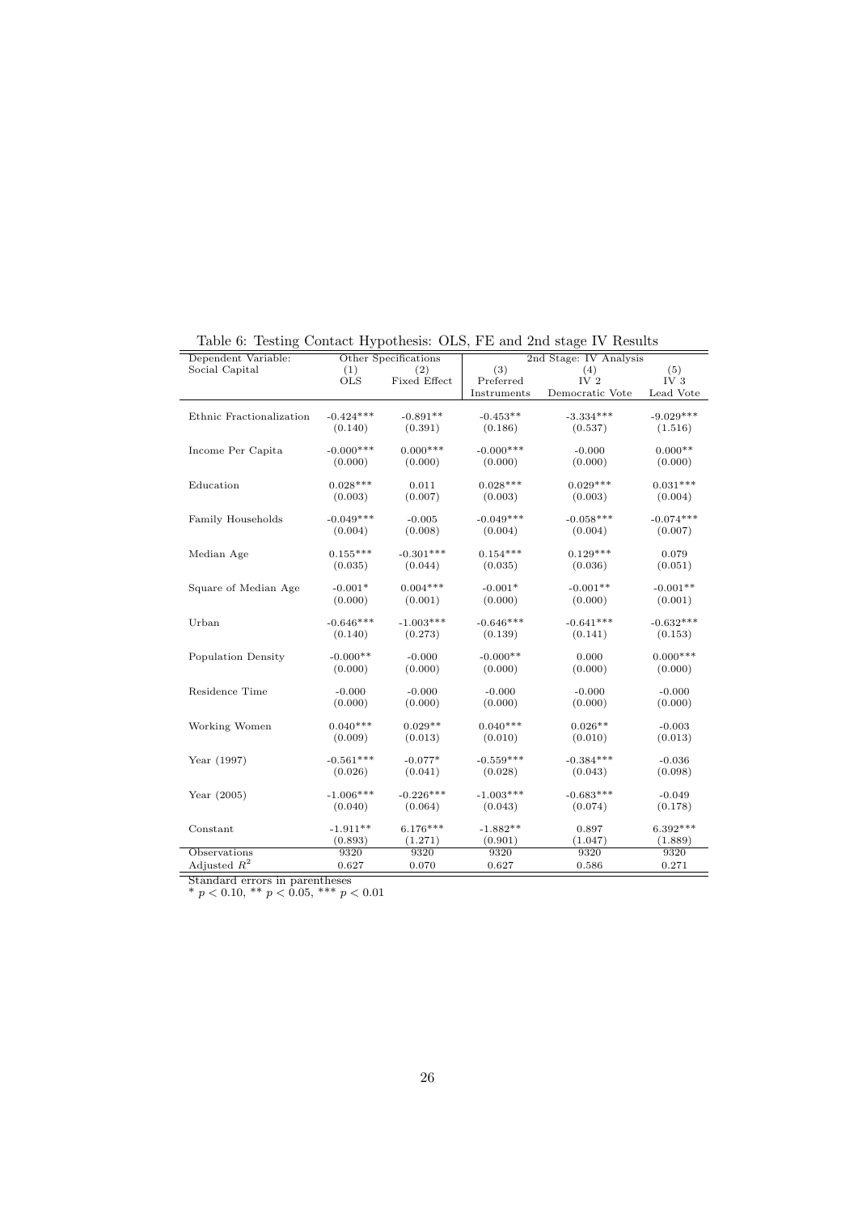Table 6: Testing Contact Hypothesis: OLS, FE and 2nd stage IV Results

| Dependent Variable: | Other Specifications | | 2nd Stage: IV Analysis | | |
|---|---|---|---|---|---|
| Social Capital | (1) | (2) | (3) | (4) | (5) |
| | OLS | Fixed Effect | Preferred Instruments | IV 2 Democratic Vote | IV 3 Lead Vote |
| Ethnic Fractionalization | -0.424*** | -0.891** | -0.453** | -3.334*** | -9.029*** |
| | (0.140) | (0.391) | (0.186) | (0.537) | (1.516) |
| Income Per Capita | -0.000*** | 0.000*** | -0.000*** | -0.000 | 0.000** |
| | (0.000) | (0.000) | (0.000) | (0.000) | (0.000) |
| Education | 0.028*** | 0.011 | 0.028*** | 0.029*** | 0.031*** |
| | (0.003) | (0.007) | (0.003) | (0.003) | (0.004) |
| Family Households | -0.049*** | -0.005 | -0.049*** | -0.058*** | -0.074*** |
| | (0.004) | (0.008) | (0.004) | (0.004) | (0.007) |
| Median Age | 0.155*** | -0.301*** | 0.154*** | 0.129*** | 0.079 |
| | (0.035) | (0.044) | (0.035) | (0.036) | (0.051) |
| Square of Median Age | -0.001* | 0.004*** | -0.001* | -0.001** | -0.001** |
| | (0.000) | (0.001) | (0.000) | (0.000) | (0.001) |
| Urban | -0.646*** | -1.003*** | -0.646*** | -0.641*** | -0.632*** |
| | (0.140) | (0.273) | (0.139) | (0.141) | (0.153) |
| Population Density | -0.000** | -0.000 | -0.000** | 0.000 | 0.000*** |
| | (0.000) | (0.000) | (0.000) | (0.000) | (0.000) |
| Residence Time | -0.000 | -0.000 | -0.000 | -0.000 | -0.000 |
| | (0.000) | (0.000) | (0.000) | (0.000) | (0.000) |
| Working Women | 0.040*** | 0.029** | 0.040*** | 0.026** | -0.003 |
| | (0.009) | (0.013) | (0.010) | (0.010) | (0.013) |
| Year (1997) | -0.561*** | -0.077* | -0.559*** | -0.384*** | -0.036 |
| | (0.026) | (0.041) | (0.028) | (0.043) | (0.098) |
| Year (2005) | -1.006*** | -0.226*** | -1.003*** | -0.683*** | -0.049 |
| | (0.040) | (0.064) | (0.043) | (0.074) | (0.178) |
| Constant | -1.911** | 6.176*** | -1.882** | 0.897 | 6.392*** |
| | (0.893) | (1.271) | (0.901) | (1.047) | (1.889) |
| Observations | 9320 | 9320 | 9320 | 9320 | 9320 |
| Adjusted $R^2$ | 0.627 | 0.070 | 0.627 | 0.586 | 0.271 |

Standard errors in parentheses
* $p < 0.10$, ** $p < 0.05$, *** $p < 0.01$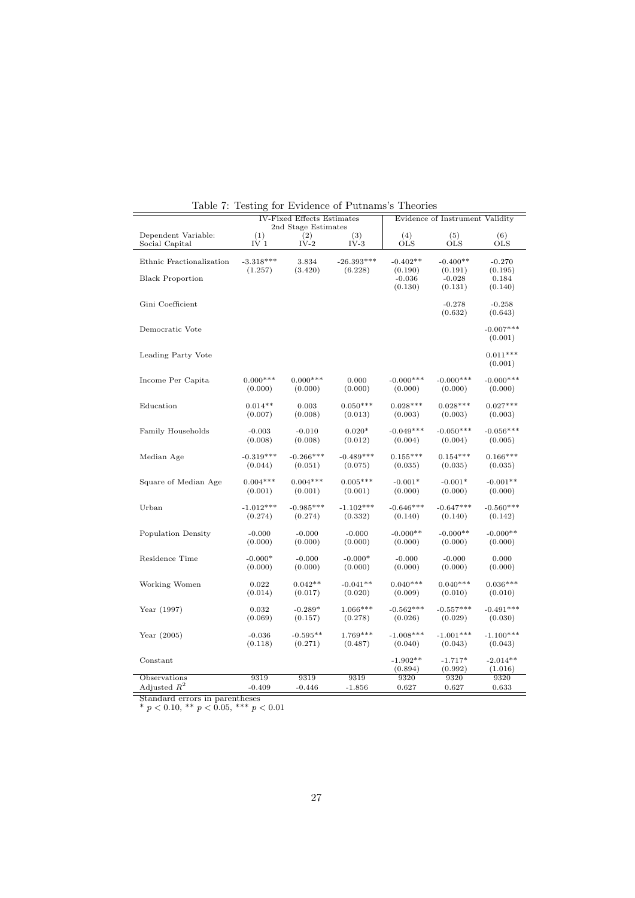Table 7: Testing for Evidence of Putnams's Theories

| | IV-Fixed Effects Estimates 2nd Stage Estimates | | | Evidence of Instrument Validity | | |
|---|---|---|---|---|---|---|
| Dependent Variable: Social Capital | (1) IV 1 | (2) IV-2 | (3) IV-3 | (4) OLS | (5) OLS | (6) OLS |
| Ethnic Fractionalization | -3.318*** | 3.834 | -26.393*** | -0.402** | -0.400** | -0.270 |
| | (1.257) | (3.420) | (6.228) | (0.190) | (0.191) | (0.195) |
| Black Proportion | | | | -0.036 | -0.028 | 0.184 |
| | | | | (0.130) | (0.131) | (0.140) |
| Gini Coefficient | | | | | -0.278 | -0.258 |
| | | | | | (0.632) | (0.643) |
| Democratic Vote | | | | | | -0.007*** |
| | | | | | | (0.001) |
| Leading Party Vote | | | | | | 0.011*** |
| | | | | | | (0.001) |
| Income Per Capita | 0.000*** | 0.000*** | 0.000 | -0.000*** | -0.000*** | -0.000*** |
| | (0.000) | (0.000) | (0.000) | (0.000) | (0.000) | (0.000) |
| Education | 0.014** | 0.003 | 0.050*** | 0.028*** | 0.028*** | 0.027*** |
| | (0.007) | (0.008) | (0.013) | (0.003) | (0.003) | (0.003) |
| Family Households | -0.003 | -0.010 | 0.020* | -0.049*** | -0.050*** | -0.056*** |
| | (0.008) | (0.008) | (0.012) | (0.004) | (0.004) | (0.005) |
| Median Age | -0.319*** | -0.266*** | -0.489*** | 0.155*** | 0.154*** | 0.166*** |
| | (0.044) | (0.051) | (0.075) | (0.035) | (0.035) | (0.035) |
| Square of Median Age | 0.004*** | 0.004*** | 0.005*** | -0.001* | -0.001* | -0.001** |
| | (0.001) | (0.001) | (0.001) | (0.000) | (0.000) | (0.000) |
| Urban | -1.012*** | -0.985*** | -1.102*** | -0.646*** | -0.647*** | -0.560*** |
| | (0.274) | (0.274) | (0.332) | (0.140) | (0.140) | (0.142) |
| Population Density | -0.000 | -0.000 | -0.000 | -0.000** | -0.000** | -0.000** |
| | (0.000) | (0.000) | (0.000) | (0.000) | (0.000) | (0.000) |
| Residence Time | -0.000* | -0.000 | -0.000* | -0.000 | -0.000 | 0.000 |
| | (0.000) | (0.000) | (0.000) | (0.000) | (0.000) | (0.000) |
| Working Women | 0.022 | 0.042** | -0.041** | 0.040*** | 0.040*** | 0.036*** |
| | (0.014) | (0.017) | (0.020) | (0.009) | (0.010) | (0.010) |
| Year (1997) | 0.032 | -0.289* | 1.066*** | -0.562*** | -0.557*** | -0.491*** |
| | (0.069) | (0.157) | (0.278) | (0.026) | (0.029) | (0.030) |
| Year (2005) | -0.036 | -0.595** | 1.769*** | -1.008*** | -1.001*** | -1.100*** |
| | (0.118) | (0.271) | (0.487) | (0.040) | (0.043) | (0.043) |
| Constant | | | | -1.902** | -1.717* | -2.014** |
| | | | | (0.894) | (0.992) | (1.016) |
| Observations | 9319 | 9319 | 9319 | 9320 | 9320 | 9320 |
| Adjusted $R^2$ | -0.409 | -0.446 | -1.856 | 0.627 | 0.627 | 0.633 |

Standard errors in parentheses
* $p < 0.10$, ** $p < 0.05$, *** $p < 0.01$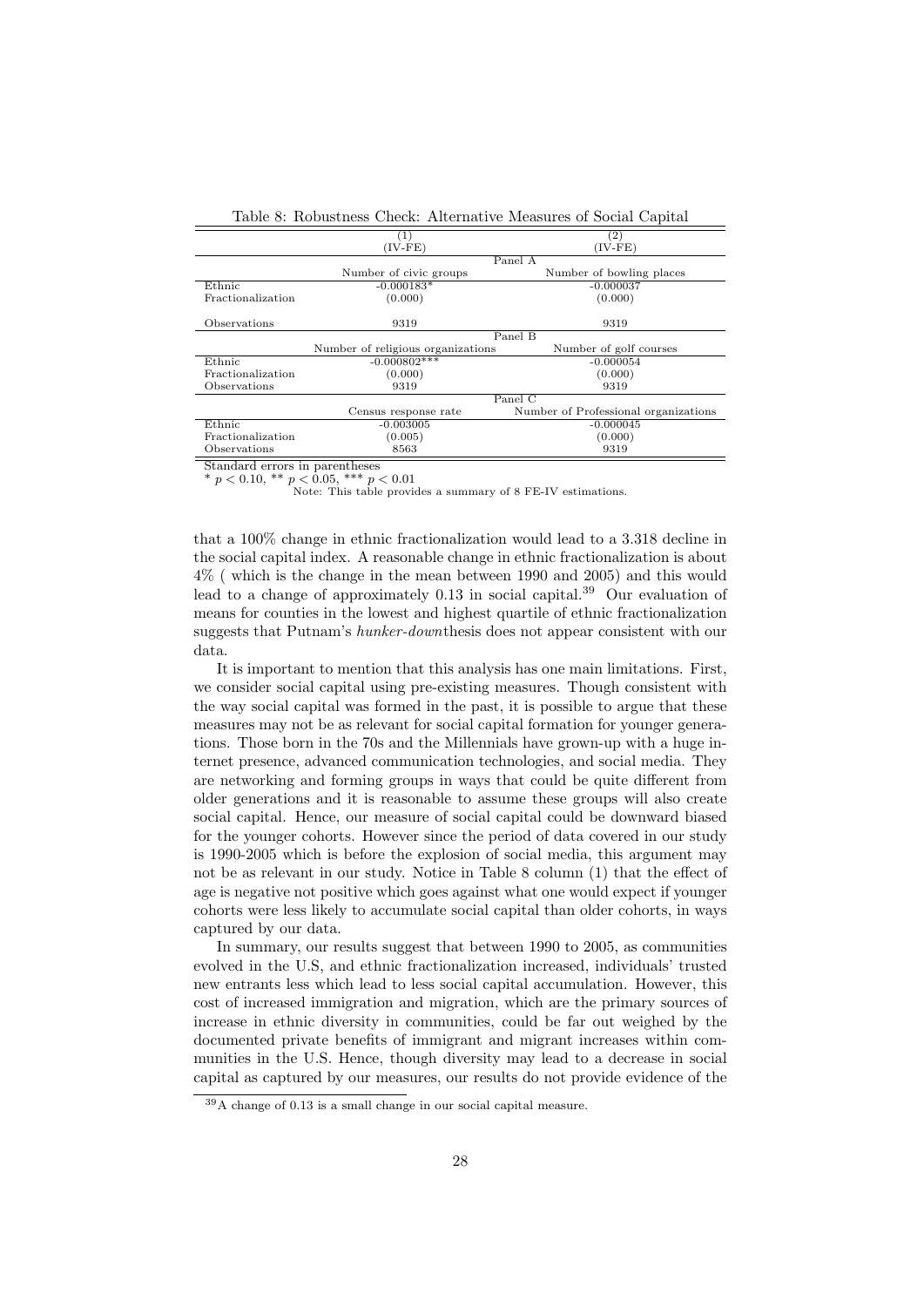Table 8: Robustness Check: Alternative Measures of Social Capital

| | (1) (IV-FE) | (2) (IV-FE) |
|---|---|---|
| | Panel A | |
| | Number of civic groups | Number of bowling places |
| Ethnic Fractionalization | -0.000183* | -0.000037 |
| | (0.000) | (0.000) |
| Observations | 9319 | 9319 |
| | Panel B | |
| | Number of religious organizations | Number of golf courses |
| Ethnic Fractionalization | -0.000802*** | -0.000054 |
| | (0.000) | (0.000) |
| Observations | 9319 | 9319 |
| | Panel C | |
| | Census response rate | Number of Professional organizations |
| Ethnic Fractionalization | -0.003005 | -0.000045 |
| | (0.005) | (0.000) |
| Observations | 8563 | 9319 |

Standard errors in parentheses
* $p < 0.10$, ** $p < 0.05$, *** $p < 0.01$
Note: This table provides a summary of 8 FE-IV estimations.

that a 100% change in ethnic fractionalization would lead to a 3.318 decline in the social capital index. A reasonable change in ethnic fractionalization is about 4% ( which is the change in the mean between 1990 and 2005) and this would lead to a change of approximately 0.13 in social capital.[39] Our evaluation of means for counties in the lowest and highest quartile of ethnic fractionalization suggests that Putnam's *hunker-down*thesis does not appear consistent with our data.

It is important to mention that this analysis has one main limitations. First, we consider social capital using pre-existing measures. Though consistent with the way social capital was formed in the past, it is possible to argue that these measures may not be as relevant for social capital formation for younger generations. Those born in the 70s and the Millennials have grown-up with a huge internet presence, advanced communication technologies, and social media. They are networking and forming groups in ways that could be quite different from older generations and it is reasonable to assume these groups will also create social capital. Hence, our measure of social capital could be downward biased for the younger cohorts. However since the period of data covered in our study is 1990-2005 which is before the explosion of social media, this argument may not be as relevant in our study. Notice in Table 8 column (1) that the effect of age is negative not positive which goes against what one would expect if younger cohorts were less likely to accumulate social capital than older cohorts, in ways captured by our data.

In summary, our results suggest that between 1990 to 2005, as communities evolved in the U.S, and ethnic fractionalization increased, individuals' trusted new entrants less which lead to less social capital accumulation. However, this cost of increased immigration and migration, which are the primary sources of increase in ethnic diversity in communities, could be far out weighed by the documented private benefits of immigrant and migrant increases within communities in the U.S. Hence, though diversity may lead to a decrease in social capital as captured by our measures, our results do not provide evidence of the

[39] A change of 0.13 is a small change in our social capital measure.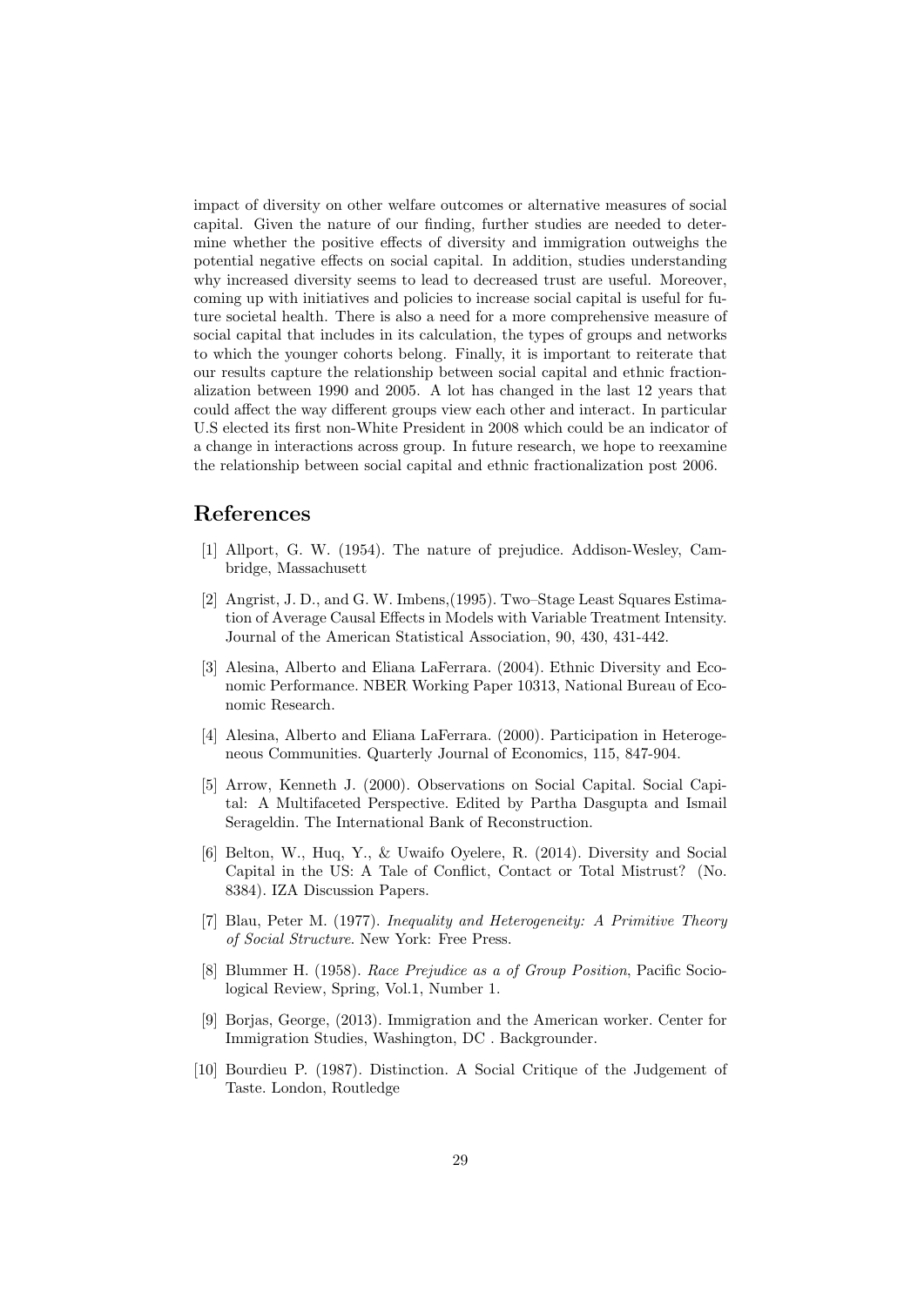impact of diversity on other welfare outcomes or alternative measures of social capital. Given the nature of our finding, further studies are needed to determine whether the positive effects of diversity and immigration outweighs the potential negative effects on social capital. In addition, studies understanding why increased diversity seems to lead to decreased trust are useful. Moreover, coming up with initiatives and policies to increase social capital is useful for future societal health. There is also a need for a more comprehensive measure of social capital that includes in its calculation, the types of groups and networks to which the younger cohorts belong. Finally, it is important to reiterate that our results capture the relationship between social capital and ethnic fractionalization between 1990 and 2005. A lot has changed in the last 12 years that could affect the way different groups view each other and interact. In particular U.S elected its first non-White President in 2008 which could be an indicator of a change in interactions across group. In future research, we hope to reexamine the relationship between social capital and ethnic fractionalization post 2006.

# References

[1] Allport, G. W. (1954). The nature of prejudice. Addison-Wesley, Cambridge, Massachusett

[2] Angrist, J. D., and G. W. Imbens,(1995). Two–Stage Least Squares Estimation of Average Causal Effects in Models with Variable Treatment Intensity. Journal of the American Statistical Association, 90, 430, 431-442.

[3] Alesina, Alberto and Eliana LaFerrara. (2004). Ethnic Diversity and Economic Performance. NBER Working Paper 10313, National Bureau of Economic Research.

[4] Alesina, Alberto and Eliana LaFerrara. (2000). Participation in Heterogeneous Communities. Quarterly Journal of Economics, 115, 847-904.

[5] Arrow, Kenneth J. (2000). Observations on Social Capital. Social Capital: A Multifaceted Perspective. Edited by Partha Dasgupta and Ismail Serageldin. The International Bank of Reconstruction.

[6] Belton, W., Huq, Y., & Uwaifo Oyelere, R. (2014). Diversity and Social Capital in the US: A Tale of Conflict, Contact or Total Mistrust? (No. 8384). IZA Discussion Papers.

[7] Blau, Peter M. (1977). *Inequality and Heterogeneity: A Primitive Theory of Social Structure*. New York: Free Press.

[8] Blummer H. (1958). *Race Prejudice as a of Group Position*, Pacific Sociological Review, Spring, Vol.1, Number 1.

[9] Borjas, George, (2013). Immigration and the American worker. Center for Immigration Studies, Washington, DC . Backgrounder.

[10] Bourdieu P. (1987). Distinction. A Social Critique of the Judgement of Taste. London, Routledge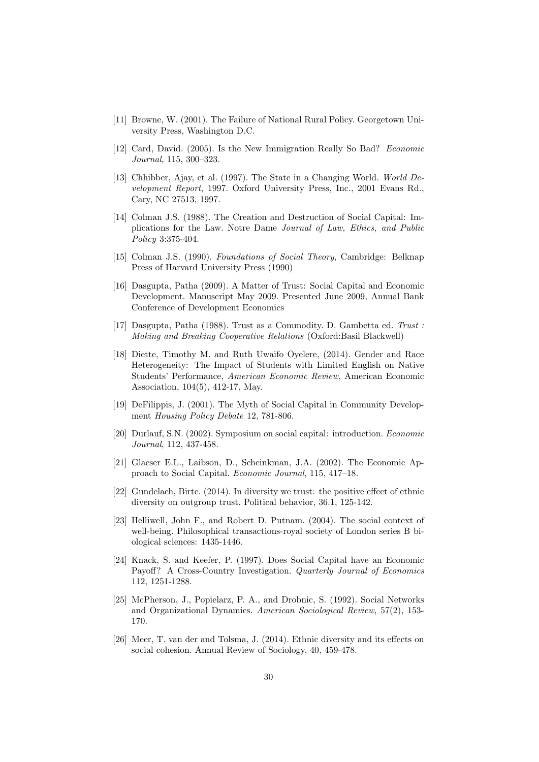[11] Browne, W. (2001). The Failure of National Rural Policy. Georgetown University Press, Washington D.C.

[12] Card, David. (2005). Is the New Immigration Really So Bad? *Economic Journal*, 115, 300–323.

[13] Chhibber, Ajay, et al. (1997). The State in a Changing World. *World Development Report*, 1997. Oxford University Press, Inc., 2001 Evans Rd., Cary, NC 27513, 1997.

[14] Colman J.S. (1988). The Creation and Destruction of Social Capital: Implications for the Law. Notre Dame *Journal of Law, Ethics, and Public Policy* 3:375-404.

[15] Colman J.S. (1990). *Foundations of Social Theory*, Cambridge: Belknap Press of Harvard University Press (1990)

[16] Dasgupta, Patha (2009). A Matter of Trust: Social Capital and Economic Development. Manuscript May 2009. Presented June 2009, Annual Bank Conference of Development Economics

[17] Dasgupta, Patha (1988). Trust as a Commodity. D. Gambetta ed. *Trust : Making and Breaking Cooperative Relations* (Oxford:Basil Blackwell)

[18] Diette, Timothy M. and Ruth Uwaifo Oyelere, (2014). Gender and Race Heterogeneity: The Impact of Students with Limited English on Native Students' Performance, *American Economic Review*, American Economic Association, 104(5), 412-17, May.

[19] DeFilippis, J. (2001). The Myth of Social Capital in Community Development *Housing Policy Debate* 12, 781-806.

[20] Durlauf, S.N. (2002). Symposium on social capital: introduction. *Economic Journal*, 112, 437-458.

[21] Glaeser E.L., Laibson, D., Scheinkman, J.A. (2002). The Economic Approach to Social Capital. *Economic Journal*, 115, 417–18.

[22] Gundelach, Birte. (2014). In diversity we trust: the positive effect of ethnic diversity on outgroup trust. Political behavior, 36.1, 125-142.

[23] Helliwell, John F., and Robert D. Putnam. (2004). The social context of well-being. Philosophical transactions-royal society of London series B biological sciences: 1435-1446.

[24] Knack, S. and Keefer, P. (1997). Does Social Capital have an Economic Payoff? A Cross-Country Investigation. *Quarterly Journal of Economics* 112, 1251-1288.

[25] McPherson, J., Popielarz, P. A., and Drobnic, S. (1992). Social Networks and Organizational Dynamics. *American Sociological Review*, 57(2), 153-170.

[26] Meer, T. van der and Tolsma, J. (2014). Ethnic diversity and its effects on social cohesion. Annual Review of Sociology, 40, 459-478.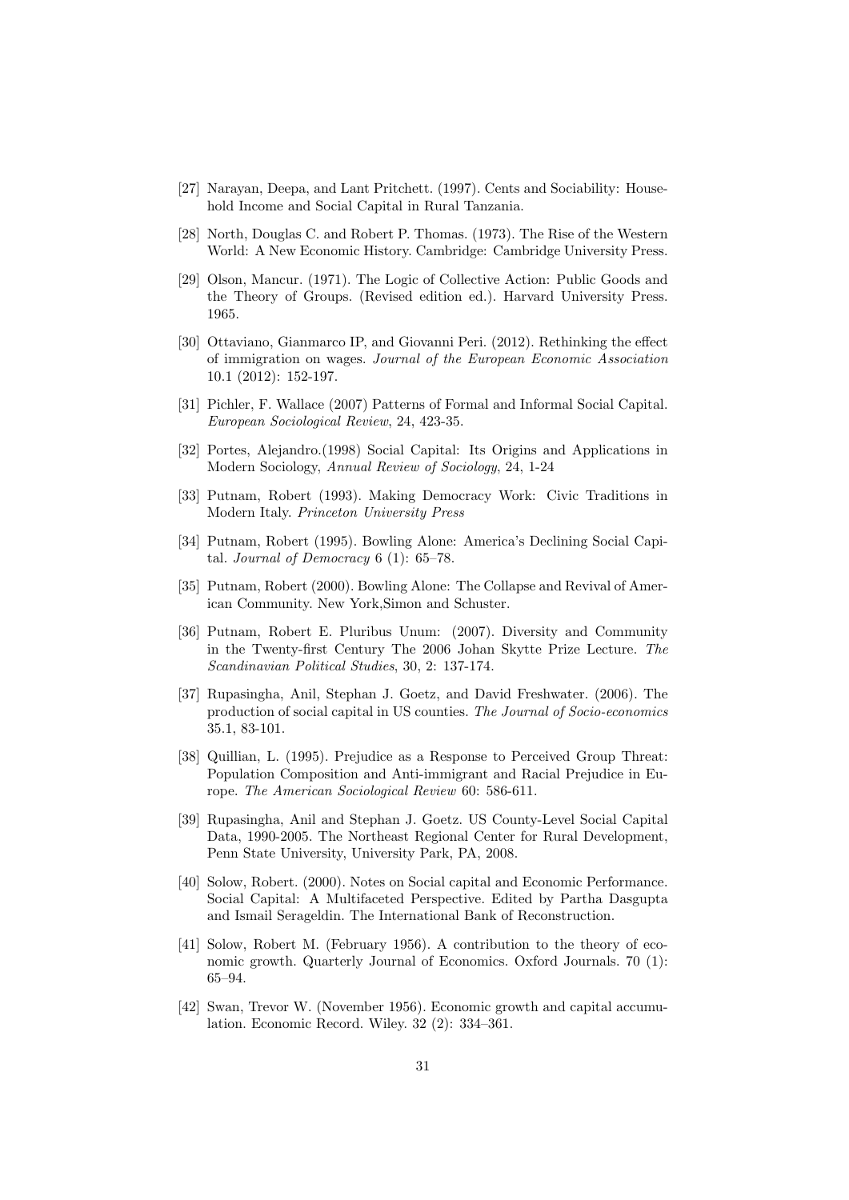[27] Narayan, Deepa, and Lant Pritchett. (1997). Cents and Sociability: Household Income and Social Capital in Rural Tanzania.

[28] North, Douglas C. and Robert P. Thomas. (1973). The Rise of the Western World: A New Economic History. Cambridge: Cambridge University Press.

[29] Olson, Mancur. (1971). The Logic of Collective Action: Public Goods and the Theory of Groups. (Revised edition ed.). Harvard University Press. 1965.

[30] Ottaviano, Gianmarco IP, and Giovanni Peri. (2012). Rethinking the effect of immigration on wages. *Journal of the European Economic Association* 10.1 (2012): 152-197.

[31] Pichler, F. Wallace (2007) Patterns of Formal and Informal Social Capital. *European Sociological Review*, 24, 423-35.

[32] Portes, Alejandro.(1998) Social Capital: Its Origins and Applications in Modern Sociology, *Annual Review of Sociology*, 24, 1-24

[33] Putnam, Robert (1993). Making Democracy Work: Civic Traditions in Modern Italy. *Princeton University Press*

[34] Putnam, Robert (1995). Bowling Alone: America's Declining Social Capital. *Journal of Democracy* 6 (1): 65–78.

[35] Putnam, Robert (2000). Bowling Alone: The Collapse and Revival of American Community. New York,Simon and Schuster.

[36] Putnam, Robert E. Pluribus Unum: (2007). Diversity and Community in the Twenty-first Century The 2006 Johan Skytte Prize Lecture. *The Scandinavian Political Studies*, 30, 2: 137-174.

[37] Rupasingha, Anil, Stephan J. Goetz, and David Freshwater. (2006). The production of social capital in US counties. *The Journal of Socio-economics* 35.1, 83-101.

[38] Quillian, L. (1995). Prejudice as a Response to Perceived Group Threat: Population Composition and Anti-immigrant and Racial Prejudice in Europe. *The American Sociological Review* 60: 586-611.

[39] Rupasingha, Anil and Stephan J. Goetz. US County-Level Social Capital Data, 1990-2005. The Northeast Regional Center for Rural Development, Penn State University, University Park, PA, 2008.

[40] Solow, Robert. (2000). Notes on Social capital and Economic Performance. Social Capital: A Multifaceted Perspective. Edited by Partha Dasgupta and Ismail Serageldin. The International Bank of Reconstruction.

[41] Solow, Robert M. (February 1956). A contribution to the theory of economic growth. Quarterly Journal of Economics. Oxford Journals. 70 (1): 65–94.

[42] Swan, Trevor W. (November 1956). Economic growth and capital accumulation. Economic Record. Wiley. 32 (2): 334–361.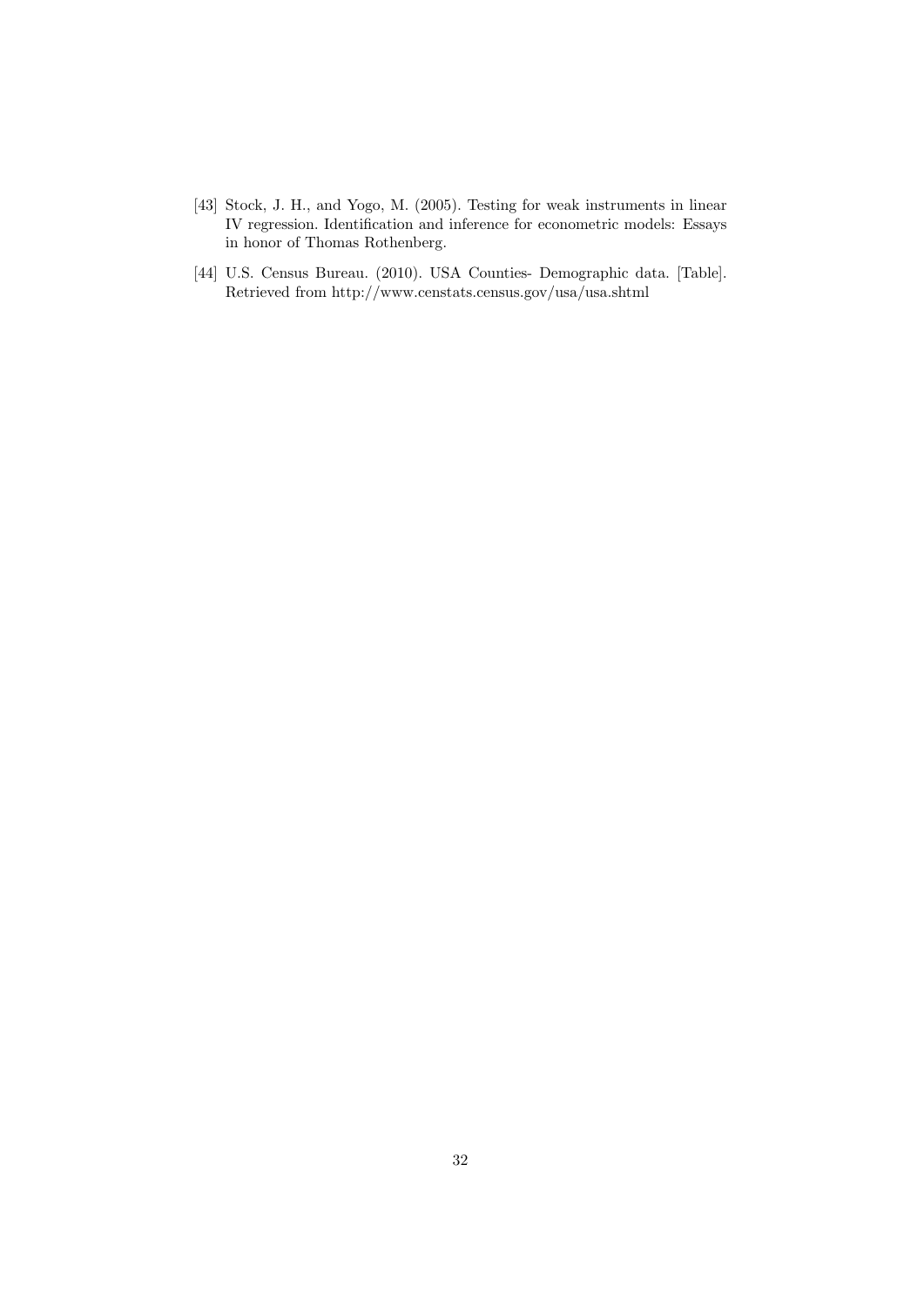[43] Stock, J. H., and Yogo, M. (2005). Testing for weak instruments in linear IV regression. Identification and inference for econometric models: Essays in honor of Thomas Rothenberg.

[44] U.S. Census Bureau. (2010). USA Counties- Demographic data. [Table]. Retrieved from http://www.censtats.census.gov/usa/usa.shtml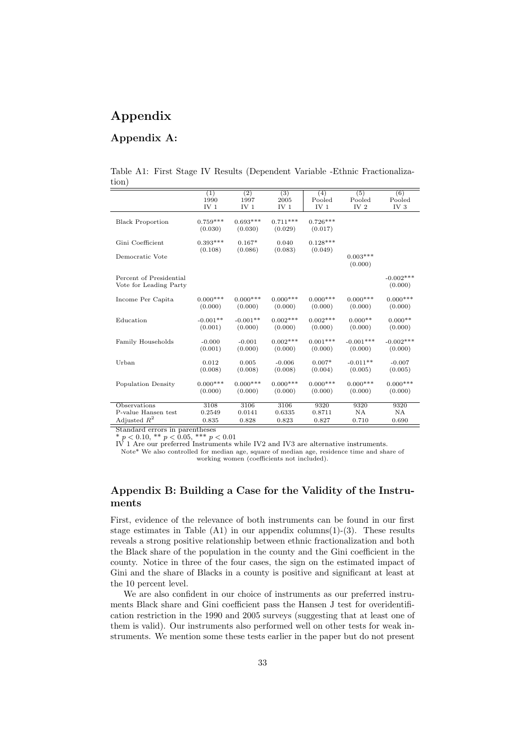# Appendix

## Appendix A:

Table A1: First Stage IV Results (Dependent Variable -Ethnic Fractionalization)

| | (1) 1990 IV 1 | (2) 1997 IV 1 | (3) 2005 IV 1 | (4) Pooled IV 1 | (5) Pooled IV 2 | (6) Pooled IV 3 |
|---|---|---|---|---|---|---|
| Black Proportion | 0.759*** | 0.693*** | 0.711*** | 0.726*** | | |
| | (0.030) | (0.030) | (0.029) | (0.017) | | |
| Gini Coefficient | 0.393*** | 0.167* | 0.040 | 0.128*** | | |
| | (0.108) | (0.086) | (0.083) | (0.049) | | |
| Democratic Vote | | | | | 0.003*** | |
| | | | | | (0.000) | |
| Percent of Presidential Vote for Leading Party | | | | | | -0.002*** |
| | | | | | | (0.000) |
| Income Per Capita | 0.000*** | 0.000*** | 0.000*** | 0.000*** | 0.000*** | 0.000*** |
| | (0.000) | (0.000) | (0.000) | (0.000) | (0.000) | (0.000) |
| Education | -0.001** | -0.001** | 0.002*** | 0.002*** | 0.000** | 0.000** |
| | (0.001) | (0.000) | (0.000) | (0.000) | (0.000) | (0.000) |
| Family Households | -0.000 | -0.001 | 0.002*** | 0.001*** | -0.001*** | -0.002*** |
| | (0.001) | (0.000) | (0.000) | (0.000) | (0.000) | (0.000) |
| Urban | 0.012 | 0.005 | -0.006 | 0.007* | -0.011** | -0.007 |
| | (0.008) | (0.008) | (0.008) | (0.004) | (0.005) | (0.005) |
| Population Density | 0.000*** | 0.000*** | 0.000*** | 0.000*** | 0.000*** | 0.000*** |
| | (0.000) | (0.000) | (0.000) | (0.000) | (0.000) | (0.000) |
| Observations | 3108 | 3106 | 3106 | 9320 | 9320 | 9320 |
| P-value Hansen test | 0.2549 | 0.0141 | 0.6335 | 0.8711 | NA | NA |
| Adjusted $R^2$ | 0.835 | 0.828 | 0.823 | 0.827 | 0.710 | 0.690 |

Standard errors in parentheses
* $p < 0.10$, ** $p < 0.05$, *** $p < 0.01$
IV 1 Are our preferred Instruments while IV2 and IV3 are alternative instruments.
Note* We also controlled for median age, square of median age, residence time and share of working women (coefficients not included).

## Appendix B: Building a Case for the Validity of the Instruments

First, evidence of the relevance of both instruments can be found in our first stage estimates in Table (A1) in our appendix columns(1)-(3). These results reveals a strong positive relationship between ethnic fractionalization and both the Black share of the population in the county and the Gini coefficient in the county. Notice in three of the four cases, the sign on the estimated impact of Gini and the share of Blacks in a county is positive and significant at least at the 10 percent level.

We are also confident in our choice of instruments as our preferred instruments Black share and Gini coefficient pass the Hansen J test for overidentification restriction in the 1990 and 2005 surveys (suggesting that at least one of them is valid). Our instruments also performed well on other tests for weak instruments. We mention some these tests earlier in the paper but do not present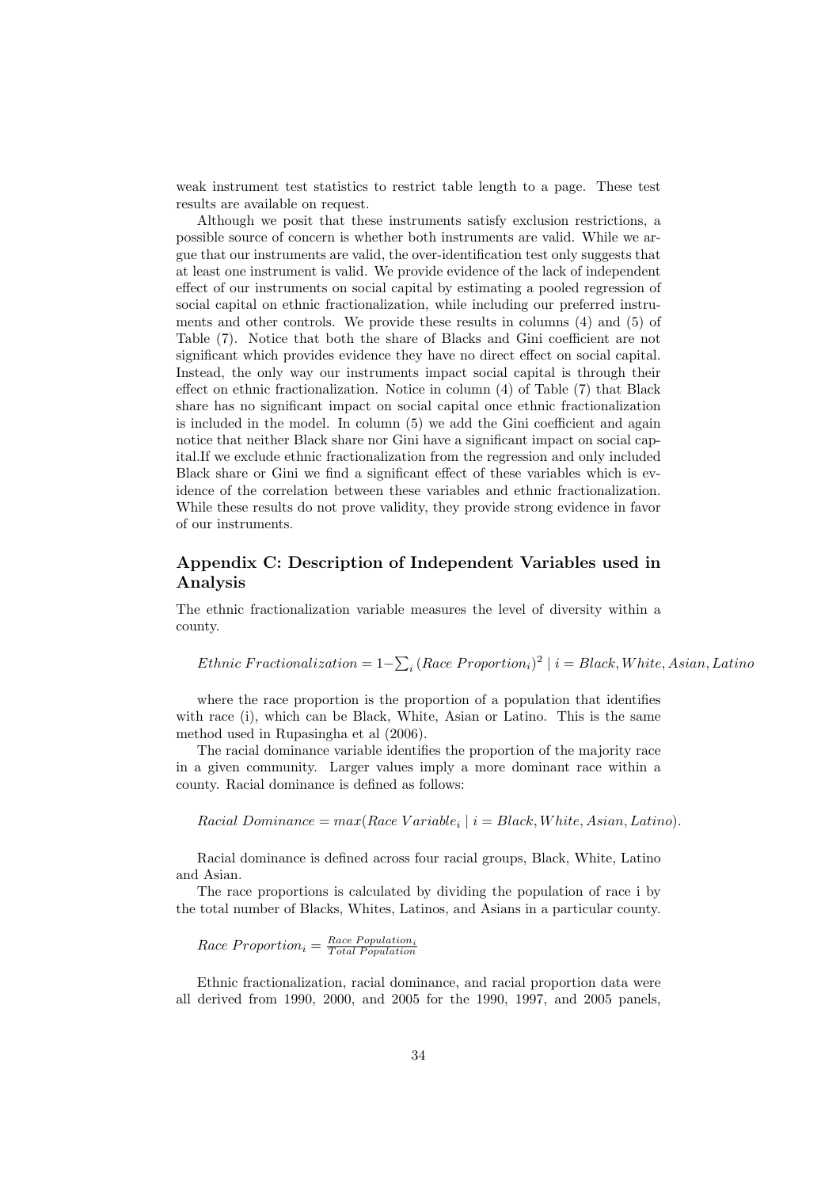weak instrument test statistics to restrict table length to a page. These test results are available on request.

Although we posit that these instruments satisfy exclusion restrictions, a possible source of concern is whether both instruments are valid. While we argue that our instruments are valid, the over-identification test only suggests that at least one instrument is valid. We provide evidence of the lack of independent effect of our instruments on social capital by estimating a pooled regression of social capital on ethnic fractionalization, while including our preferred instruments and other controls. We provide these results in columns (4) and (5) of Table (7). Notice that both the share of Blacks and Gini coefficient are not significant which provides evidence they have no direct effect on social capital. Instead, the only way our instruments impact social capital is through their effect on ethnic fractionalization. Notice in column (4) of Table (7) that Black share has no significant impact on social capital once ethnic fractionalization is included in the model. In column (5) we add the Gini coefficient and again notice that neither Black share nor Gini have a significant impact on social capital.If we exclude ethnic fractionalization from the regression and only included Black share or Gini we find a significant effect of these variables which is evidence of the correlation between these variables and ethnic fractionalization. While these results do not prove validity, they provide strong evidence in favor of our instruments.

## Appendix C: Description of Independent Variables used in Analysis

The ethnic fractionalization variable measures the level of diversity within a county.

$$Ethnic\ Fractionalization = 1 - \sum_i (Race\ Proportion_i)^2 \mid i = Black, White, Asian, Latino$$

where the race proportion is the proportion of a population that identifies with race (i), which can be Black, White, Asian or Latino. This is the same method used in Rupasingha et al (2006).

The racial dominance variable identifies the proportion of the majority race in a given community. Larger values imply a more dominant race within a county. Racial dominance is defined as follows:

$$Racial\ Dominance = max(Race\ Variable_i \mid i = Black, White, Asian, Latino).$$

Racial dominance is defined across four racial groups, Black, White, Latino and Asian.

The race proportions is calculated by dividing the population of race i by the total number of Blacks, Whites, Latinos, and Asians in a particular county.

$$Race\ Proportion_i = \frac{Race\ Population_i}{Total\ Population}$$

Ethnic fractionalization, racial dominance, and racial proportion data were all derived from 1990, 2000, and 2005 for the 1990, 1997, and 2005 panels,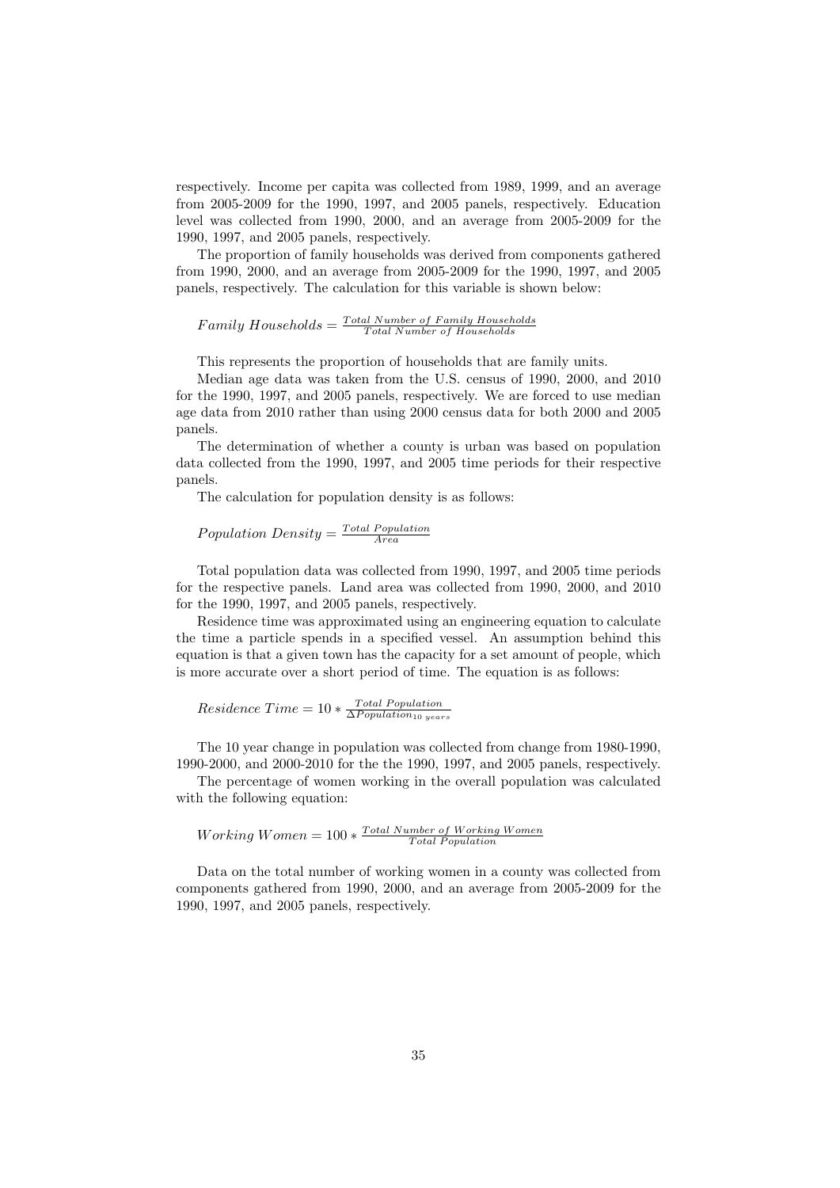respectively. Income per capita was collected from 1989, 1999, and an average from 2005-2009 for the 1990, 1997, and 2005 panels, respectively. Education level was collected from 1990, 2000, and an average from 2005-2009 for the 1990, 1997, and 2005 panels, respectively.

The proportion of family households was derived from components gathered from 1990, 2000, and an average from 2005-2009 for the 1990, 1997, and 2005 panels, respectively. The calculation for this variable is shown below:

$$Family\ Households = \frac{Total\ Number\ of\ Family\ Households}{Total\ Number\ of\ Households}$$

This represents the proportion of households that are family units.

Median age data was taken from the U.S. census of 1990, 2000, and 2010 for the 1990, 1997, and 2005 panels, respectively. We are forced to use median age data from 2010 rather than using 2000 census data for both 2000 and 2005 panels.

The determination of whether a county is urban was based on population data collected from the 1990, 1997, and 2005 time periods for their respective panels.

The calculation for population density is as follows:

$$Population\ Density = \frac{Total\ Population}{Area}$$

Total population data was collected from 1990, 1997, and 2005 time periods for the respective panels. Land area was collected from 1990, 2000, and 2010 for the 1990, 1997, and 2005 panels, respectively.

Residence time was approximated using an engineering equation to calculate the time a particle spends in a specified vessel. An assumption behind this equation is that a given town has the capacity for a set amount of people, which is more accurate over a short period of time. The equation is as follows:

$$Residence\ Time = 10 * \frac{Total\ Population}{\Delta Population_{10\ years}}$$

The 10 year change in population was collected from change from 1980-1990, 1990-2000, and 2000-2010 for the the 1990, 1997, and 2005 panels, respectively.

The percentage of women working in the overall population was calculated with the following equation:

$$Working\ Women = 100 * \frac{Total\ Number\ of\ Working\ Women}{Total\ Population}$$

Data on the total number of working women in a county was collected from components gathered from 1990, 2000, and an average from 2005-2009 for the 1990, 1997, and 2005 panels, respectively.